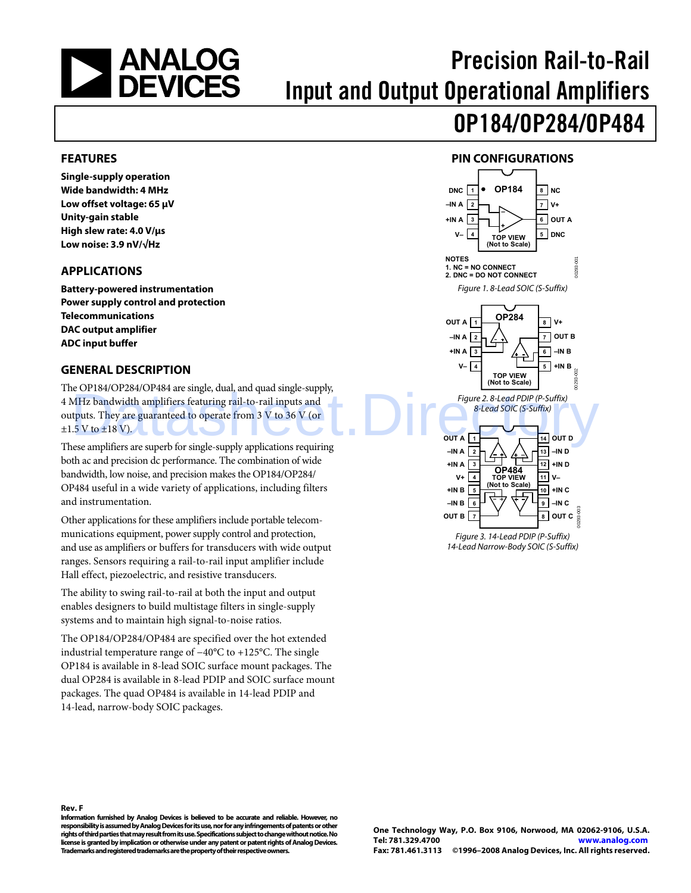# Precision Rail-to-Rail Input and Output Operational Amplifiers

# OP184/OP284/OP484

## FEATURES

**Single-supply operation**
**Wide bandwidth: 4 MHz**
**Low offset voltage: 65 µV**
**Unity-gain stable**
**High slew rate: 4.0 V/µs**
**Low noise: 3.9 nV/√Hz**

## APPLICATIONS

**Battery-powered instrumentation**
**Power supply control and protection**
**Telecommunications**
**DAC output amplifier**
**ADC input buffer**

## GENERAL DESCRIPTION

The OP184/OP284/OP484 are single, dual, and quad single-supply, 4 MHz bandwidth amplifiers featuring rail-to-rail inputs and outputs. They are guaranteed to operate from 3 V to 36 V (or ±1.5 V to ±18 V).

These amplifiers are superb for single-supply applications requiring both ac and precision dc performance. The combination of wide bandwidth, low noise, and precision makes the OP184/OP284/OP484 useful in a wide variety of applications, including filters and instrumentation.

Other applications for these amplifiers include portable telecommunications equipment, power supply control and protection, and use as amplifiers or buffers for transducers with wide output ranges. Sensors requiring a rail-to-rail input amplifier include Hall effect, piezoelectric, and resistive transducers.

The ability to swing rail-to-rail at both the input and output enables designers to build multistage filters in single-supply systems and to maintain high signal-to-noise ratios.

The OP184/OP284/OP484 are specified over the hot extended industrial temperature range of −40°C to +125°C. The single OP184 is available in 8-lead SOIC surface mount packages. The dual OP284 is available in 8-lead PDIP and SOIC surface mount packages. The quad OP484 is available in 14-lead PDIP and 14-lead, narrow-body SOIC packages.

## PIN CONFIGURATIONS

OP184: 1 DNC, 2 –IN A, 3 +IN A, 4 V–, 5 DNC, 6 OUT A, 7 V+, 8 NC (TOP VIEW, Not to Scale)

NOTES
1. NC = NO CONNECT
2. DNC = DO NOT CONNECT

*Figure 1. 8-Lead SOIC (S-Suffix)*

OP284: 1 OUT A, 2 –IN A, 3 +IN A, 4 V–, 5 +IN B, 6 –IN B, 7 OUT B, 8 V+ (TOP VIEW, Not to Scale)

*Figure 2. 8-Lead PDIP (P-Suffix) 8-Lead SOIC (S-Suffix)*

OP484: 1 OUT A, 2 –IN A, 3 +IN A, 4 V+, 5 +IN B, 6 –IN B, 7 OUT B, 8 OUT C, 9 –IN C, 10 +IN C, 11 V–, 12 +IN D, 13 –IN D, 14 OUT D (TOP VIEW, Not to Scale)

*Figure 3. 14-Lead PDIP (P-Suffix) 14-Lead Narrow-Body SOIC (S-Suffix)*

**Rev. F**
**Information furnished by Analog Devices is believed to be accurate and reliable. However, no responsibility is assumed by Analog Devices for its use, nor for any infringements of patents or other rights of third parties that may result from its use. Specifications subject to change without notice. No license is granted by implication or otherwise under any patent or patent rights of Analog Devices. Trademarks and registered trademarks are the property of their respective owners.**

**One Technology Way, P.O. Box 9106, Norwood, MA 02062-9106, U.S.A.**
**Tel: 781.329.4700 www.analog.com**
**Fax: 781.461.3113 ©1996–2008 Analog Devices, Inc. All rights reserved.**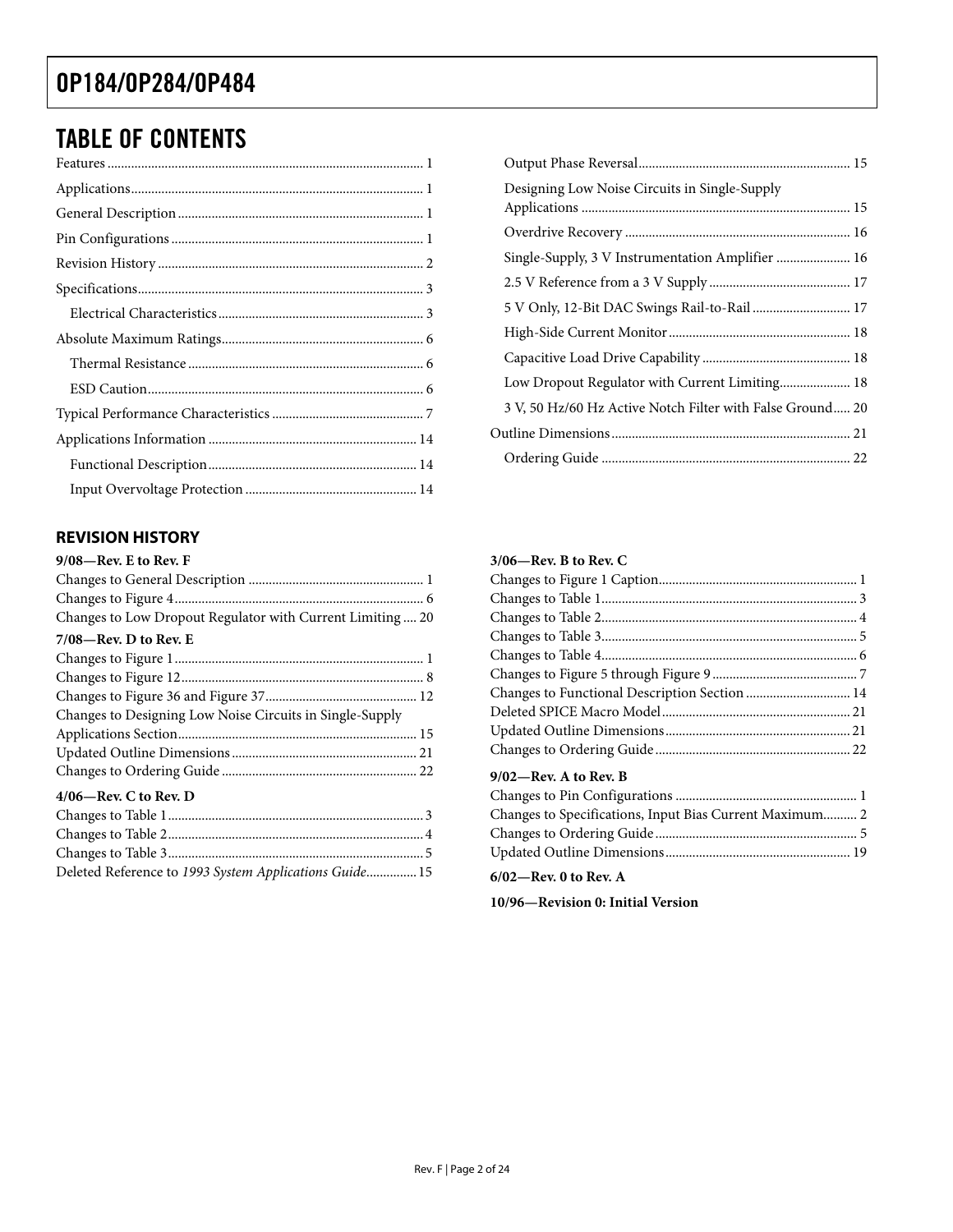## TABLE OF CONTENTS

Features ... 1
Applications ... 1
General Description ... 1
Pin Configurations ... 1
Revision History ... 2
Specifications ... 3
  Electrical Characteristics ... 3
Absolute Maximum Ratings ... 6
  Thermal Resistance ... 6
  ESD Caution ... 6
Typical Performance Characteristics ... 7
Applications Information ... 14
  Functional Description ... 14
  Input Overvoltage Protection ... 14
  Output Phase Reversal ... 15
  Designing Low Noise Circuits in Single-Supply Applications ... 15
  Overdrive Recovery ... 16
  Single-Supply, 3 V Instrumentation Amplifier ... 16
  2.5 V Reference from a 3 V Supply ... 17
  5 V Only, 12-Bit DAC Swings Rail-to-Rail ... 17
  High-Side Current Monitor ... 18
  Capacitive Load Drive Capability ... 18
  Low Dropout Regulator with Current Limiting ... 18
  3 V, 50 Hz/60 Hz Active Notch Filter with False Ground ... 20
Outline Dimensions ... 21
  Ordering Guide ... 22

### REVISION HISTORY

**9/08—Rev. E to Rev. F**

Changes to General Description ... 1
Changes to Figure 4 ... 6
Changes to Low Dropout Regulator with Current Limiting ... 20

**7/08—Rev. D to Rev. E**

Changes to Figure 1 ... 1
Changes to Figure 12 ... 8
Changes to Figure 36 and Figure 37 ... 12
Changes to Designing Low Noise Circuits in Single-Supply Applications Section ... 15
Updated Outline Dimensions ... 21
Changes to Ordering Guide ... 22

**4/06—Rev. C to Rev. D**

Changes to Table 1 ... 3
Changes to Table 2 ... 4
Changes to Table 3 ... 5
Deleted Reference to *1993 System Applications Guide* ... 15

**3/06—Rev. B to Rev. C**

Changes to Figure 1 Caption ... 1
Changes to Table 1 ... 3
Changes to Table 2 ... 4
Changes to Table 3 ... 5
Changes to Table 4 ... 6
Changes to Figure 5 through Figure 9 ... 7
Changes to Functional Description Section ... 14
Deleted SPICE Macro Model ... 21
Updated Outline Dimensions ... 21
Changes to Ordering Guide ... 22

**9/02—Rev. A to Rev. B**

Changes to Pin Configurations ... 1
Changes to Specifications, Input Bias Current Maximum ... 2
Changes to Ordering Guide ... 5
Updated Outline Dimensions ... 19

**6/02—Rev. 0 to Rev. A**

**10/96—Revision 0: Initial Version**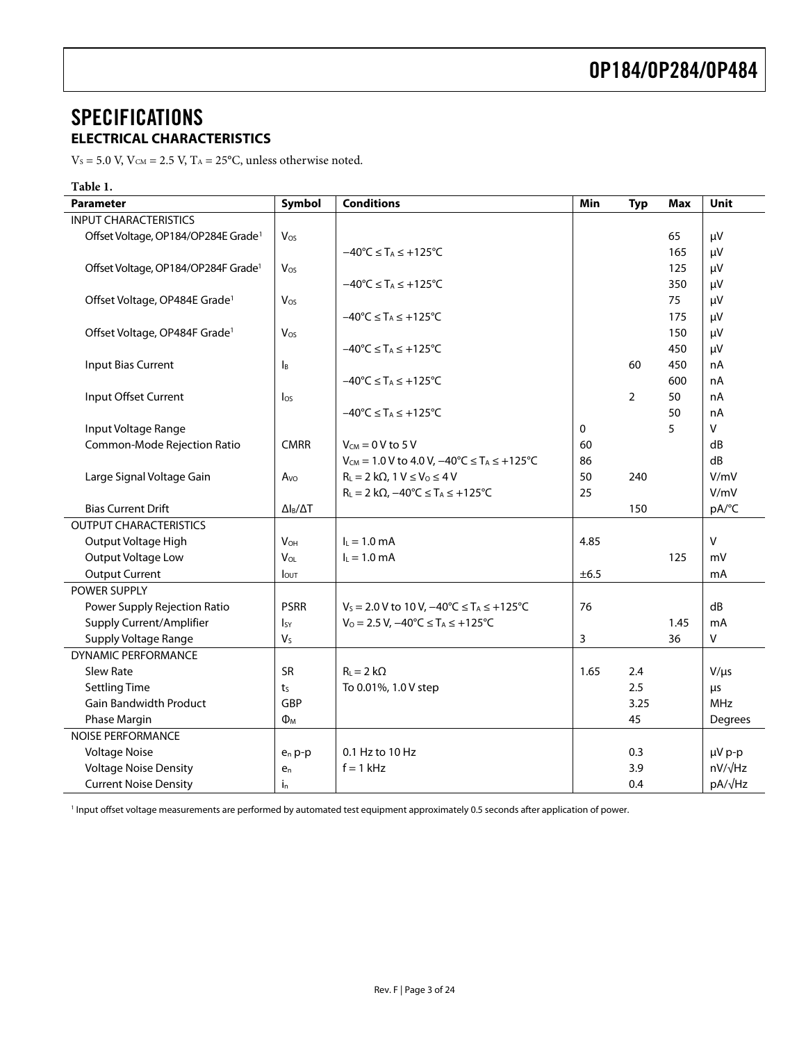# SPECIFICATIONS

## ELECTRICAL CHARACTERISTICS

$V_S$ = 5.0 V, $V_{CM}$ = 2.5 V, $T_A$ = 25°C, unless otherwise noted.

**Table 1.**

| Parameter | Symbol | Conditions | Min | Typ | Max | Unit |
|---|---|---|---|---|---|---|
| INPUT CHARACTERISTICS | | | | | | |
| Offset Voltage, OP184/OP284E Grade[1] | $V_{OS}$ | | | | 65 | μV |
| | | −40°C ≤ $T_A$ ≤ +125°C | | | 165 | μV |
| Offset Voltage, OP184/OP284F Grade[1] | $V_{OS}$ | | | | 125 | μV |
| | | −40°C ≤ $T_A$ ≤ +125°C | | | 350 | μV |
| Offset Voltage, OP484E Grade[1] | $V_{OS}$ | | | | 75 | μV |
| | | −40°C ≤ $T_A$ ≤ +125°C | | | 175 | μV |
| Offset Voltage, OP484F Grade[1] | $V_{OS}$ | | | | 150 | μV |
| | | −40°C ≤ $T_A$ ≤ +125°C | | | 450 | μV |
| Input Bias Current | $I_B$ | | | 60 | 450 | nA |
| | | −40°C ≤ $T_A$ ≤ +125°C | | | 600 | nA |
| Input Offset Current | $I_{OS}$ | | | 2 | 50 | nA |
| | | −40°C ≤ $T_A$ ≤ +125°C | | | 50 | nA |
| Input Voltage Range | | | 0 | | 5 | V |
| Common-Mode Rejection Ratio | CMRR | $V_{CM}$ = 0 V to 5 V | 60 | | | dB |
| | | $V_{CM}$ = 1.0 V to 4.0 V, −40°C ≤ $T_A$ ≤ +125°C | 86 | | | dB |
| Large Signal Voltage Gain | $A_{VO}$ | $R_L$ = 2 kΩ, 1 V ≤ $V_O$ ≤ 4 V | 50 | 240 | | V/mV |
| | | $R_L$ = 2 kΩ, −40°C ≤ $T_A$ ≤ +125°C | 25 | | | V/mV |
| Bias Current Drift | $\Delta I_B/\Delta T$ | | | 150 | | pA/°C |
| OUTPUT CHARACTERISTICS | | | | | | |
| Output Voltage High | $V_{OH}$ | $I_L$ = 1.0 mA | 4.85 | | | V |
| Output Voltage Low | $V_{OL}$ | $I_L$ = 1.0 mA | | | 125 | mV |
| Output Current | $I_{OUT}$ | | ±6.5 | | | mA |
| POWER SUPPLY | | | | | | |
| Power Supply Rejection Ratio | PSRR | $V_S$ = 2.0 V to 10 V, −40°C ≤ $T_A$ ≤ +125°C | 76 | | | dB |
| Supply Current/Amplifier | $I_{SY}$ | $V_O$ = 2.5 V, −40°C ≤ $T_A$ ≤ +125°C | | | 1.45 | mA |
| Supply Voltage Range | $V_S$ | | 3 | | 36 | V |
| DYNAMIC PERFORMANCE | | | | | | |
| Slew Rate | SR | $R_L$ = 2 kΩ | 1.65 | 2.4 | | V/μs |
| Settling Time | $t_S$ | To 0.01%, 1.0 V step | | 2.5 | | μs |
| Gain Bandwidth Product | GBP | | | 3.25 | | MHz |
| Phase Margin | $\Phi_M$ | | | 45 | | Degrees |
| NOISE PERFORMANCE | | | | | | |
| Voltage Noise | $e_n$ p-p | 0.1 Hz to 10 Hz | | 0.3 | | μV p-p |
| Voltage Noise Density | $e_n$ | f = 1 kHz | | 3.9 | | nV/√Hz |
| Current Noise Density | $i_n$ | | | 0.4 | | pA/√Hz |

[1] Input offset voltage measurements are performed by automated test equipment approximately 0.5 seconds after application of power.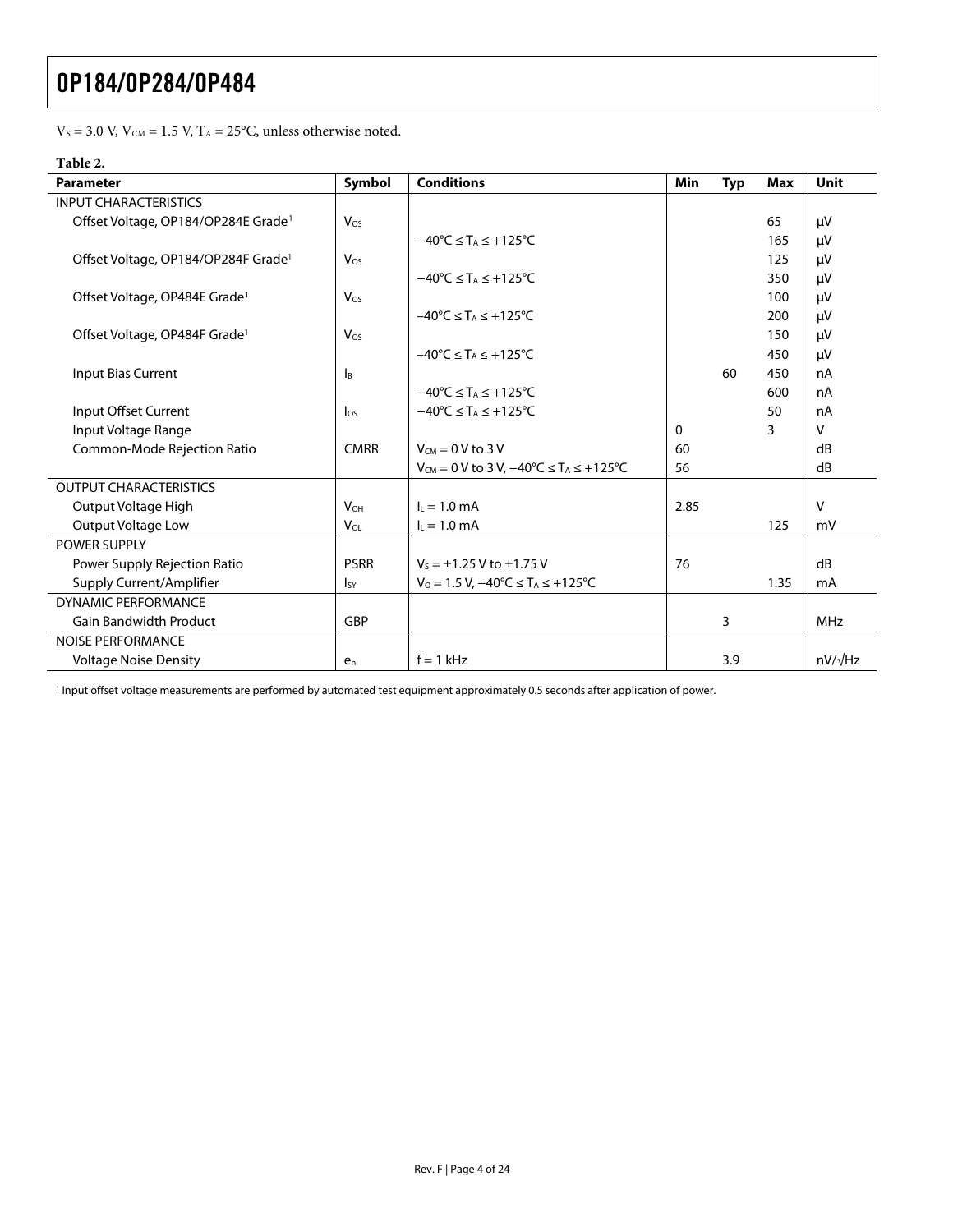$V_S$ = 3.0 V, $V_{CM}$ = 1.5 V, $T_A$ = 25°C, unless otherwise noted.

**Table 2.**

| Parameter | Symbol | Conditions | Min | Typ | Max | Unit |
|---|---|---|---|---|---|---|
| INPUT CHARACTERISTICS | | | | | | |
| Offset Voltage, OP184/OP284E Grade[1] | $V_{OS}$ | | | | 65 | μV |
| | | −40°C ≤ $T_A$ ≤ +125°C | | | 165 | μV |
| Offset Voltage, OP184/OP284F Grade[1] | $V_{OS}$ | | | | 125 | μV |
| | | −40°C ≤ $T_A$ ≤ +125°C | | | 350 | μV |
| Offset Voltage, OP484E Grade[1] | $V_{OS}$ | | | | 100 | μV |
| | | −40°C ≤ $T_A$ ≤ +125°C | | | 200 | μV |
| Offset Voltage, OP484F Grade[1] | $V_{OS}$ | | | | 150 | μV |
| | | −40°C ≤ $T_A$ ≤ +125°C | | | 450 | μV |
| Input Bias Current | $I_B$ | | | 60 | 450 | nA |
| | | −40°C ≤ $T_A$ ≤ +125°C | | | 600 | nA |
| Input Offset Current | $I_{OS}$ | −40°C ≤ $T_A$ ≤ +125°C | | | 50 | nA |
| Input Voltage Range | | | 0 | | 3 | V |
| Common-Mode Rejection Ratio | CMRR | $V_{CM}$ = 0 V to 3 V | 60 | | | dB |
| | | $V_{CM}$ = 0 V to 3 V, −40°C ≤ $T_A$ ≤ +125°C | 56 | | | dB |
| OUTPUT CHARACTERISTICS | | | | | | |
| Output Voltage High | $V_{OH}$ | $I_L$ = 1.0 mA | 2.85 | | | V |
| Output Voltage Low | $V_{OL}$ | $I_L$ = 1.0 mA | | | 125 | mV |
| POWER SUPPLY | | | | | | |
| Power Supply Rejection Ratio | PSRR | $V_S$ = ±1.25 V to ±1.75 V | 76 | | | dB |
| Supply Current/Amplifier | $I_{SY}$ | $V_O$ = 1.5 V, −40°C ≤ $T_A$ ≤ +125°C | | | 1.35 | mA |
| DYNAMIC PERFORMANCE | | | | | | |
| Gain Bandwidth Product | GBP | | | 3 | | MHz |
| NOISE PERFORMANCE | | | | | | |
| Voltage Noise Density | $e_n$ | f = 1 kHz | | 3.9 | | nV/√Hz |

[1] Input offset voltage measurements are performed by automated test equipment approximately 0.5 seconds after application of power.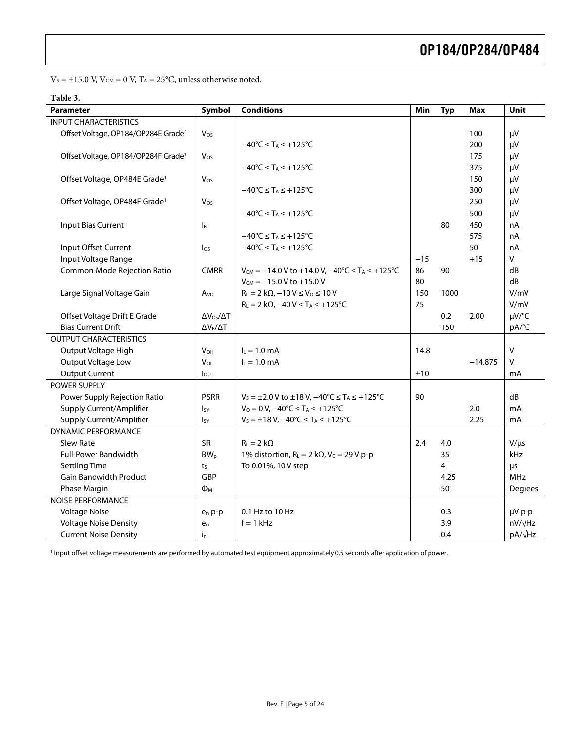$V_S = \pm15.0$ V, $V_{CM} = 0$ V, $T_A = 25°C$, unless otherwise noted.

**Table 3.**

| Parameter | Symbol | Conditions | Min | Typ | Max | Unit |
|---|---|---|---|---|---|---|
| INPUT CHARACTERISTICS | | | | | | |
| Offset Voltage, OP184/OP284E Grade[1] | $V_{OS}$ | | | | 100 | μV |
| | | $-40°C \leq T_A \leq +125°C$ | | | 200 | μV |
| Offset Voltage, OP184/OP284F Grade[1] | $V_{OS}$ | | | | 175 | μV |
| | | $-40°C \leq T_A \leq +125°C$ | | | 375 | μV |
| Offset Voltage, OP484E Grade[1] | $V_{OS}$ | | | | 150 | μV |
| | | $-40°C \leq T_A \leq +125°C$ | | | 300 | μV |
| Offset Voltage, OP484F Grade[1] | $V_{OS}$ | | | | 250 | μV |
| | | $-40°C \leq T_A \leq +125°C$ | | | 500 | μV |
| Input Bias Current | $I_B$ | | | 80 | 450 | nA |
| | | $-40°C \leq T_A \leq +125°C$ | | | 575 | nA |
| Input Offset Current | $I_{OS}$ | $-40°C \leq T_A \leq +125°C$ | | | 50 | nA |
| Input Voltage Range | | | −15 | | +15 | V |
| Common-Mode Rejection Ratio | CMRR | $V_{CM} = -14.0$ V to $+14.0$ V, $-40°C \leq T_A \leq +125°C$ | 86 | 90 | | dB |
| | | $V_{CM} = -15.0$ V to $+15.0$ V | 80 | | | dB |
| Large Signal Voltage Gain | $A_{VO}$ | $R_L = 2$ kΩ, $-10$ V $\leq V_O \leq 10$ V | 150 | 1000 | | V/mV |
| | | $R_L = 2$ kΩ, $-40$ V $\leq T_A \leq +125°C$ | 75 | | | V/mV |
| Offset Voltage Drift E Grade | $\Delta V_{OS}/\Delta T$ | | | 0.2 | 2.00 | μV/°C |
| Bias Current Drift | $\Delta V_B/\Delta T$ | | | 150 | | pA/°C |
| OUTPUT CHARACTERISTICS | | | | | | |
| Output Voltage High | $V_{OH}$ | $I_L = 1.0$ mA | 14.8 | | | V |
| Output Voltage Low | $V_{OL}$ | $I_L = 1.0$ mA | | | −14.875 | V |
| Output Current | $I_{OUT}$ | | ±10 | | | mA |
| POWER SUPPLY | | | | | | |
| Power Supply Rejection Ratio | PSRR | $V_S = \pm2.0$ V to $\pm18$ V, $-40°C \leq T_A \leq +125°C$ | 90 | | | dB |
| Supply Current/Amplifier | $I_{SY}$ | $V_O = 0$ V, $-40°C \leq T_A \leq +125°C$ | | | 2.0 | mA |
| Supply Current/Amplifier | $I_{SY}$ | $V_S = \pm18$ V, $-40°C \leq T_A \leq +125°C$ | | | 2.25 | mA |
| DYNAMIC PERFORMANCE | | | | | | |
| Slew Rate | SR | $R_L = 2$ kΩ | 2.4 | 4.0 | | V/μs |
| Full-Power Bandwidth | $BW_p$ | 1% distortion, $R_L = 2$ kΩ, $V_O = 29$ V p-p | | 35 | | kHz |
| Settling Time | $t_S$ | To 0.01%, 10 V step | | 4 | | μs |
| Gain Bandwidth Product | GBP | | | 4.25 | | MHz |
| Phase Margin | $\Phi_M$ | | | 50 | | Degrees |
| NOISE PERFORMANCE | | | | | | |
| Voltage Noise | $e_n$ p-p | 0.1 Hz to 10 Hz | | 0.3 | | μV p-p |
| Voltage Noise Density | $e_n$ | f = 1 kHz | | 3.9 | | nV/√Hz |
| Current Noise Density | $i_n$ | | | 0.4 | | pA/√Hz |

[1] Input offset voltage measurements are performed by automated test equipment approximately 0.5 seconds after application of power.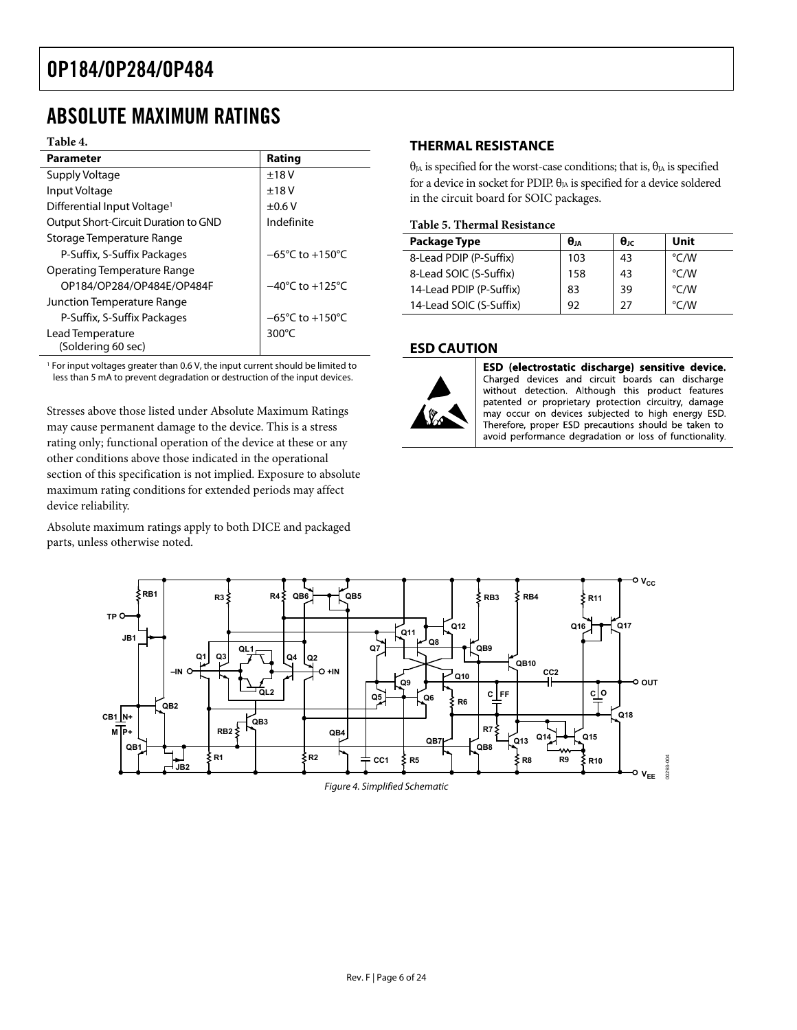## ABSOLUTE MAXIMUM RATINGS

**Table 4.**

| Parameter | Rating |
|---|---|
| Supply Voltage | ±18 V |
| Input Voltage | ±18 V |
| Differential Input Voltage[1] | ±0.6 V |
| Output Short-Circuit Duration to GND | Indefinite |
| Storage Temperature Range | |
| P-Suffix, S-Suffix Packages | −65°C to +150°C |
| Operating Temperature Range | |
| OP184/OP284/OP484E/OP484F | −40°C to +125°C |
| Junction Temperature Range | |
| P-Suffix, S-Suffix Packages | −65°C to +150°C |
| Lead Temperature (Soldering 60 sec) | 300°C |

[1] For input voltages greater than 0.6 V, the input current should be limited to less than 5 mA to prevent degradation or destruction of the input devices.

Stresses above those listed under Absolute Maximum Ratings may cause permanent damage to the device. This is a stress rating only; functional operation of the device at these or any other conditions above those indicated in the operational section of this specification is not implied. Exposure to absolute maximum rating conditions for extended periods may affect device reliability.

Absolute maximum ratings apply to both DICE and packaged parts, unless otherwise noted.

### THERMAL RESISTANCE

$\theta_{JA}$ is specified for the worst-case conditions; that is, $\theta_{JA}$ is specified for a device in socket for PDIP. $\theta_{JA}$ is specified for a device soldered in the circuit board for SOIC packages.

**Table 5. Thermal Resistance**

| Package Type | $\theta_{JA}$ | $\theta_{JC}$ | Unit |
|---|---|---|---|
| 8-Lead PDIP (P-Suffix) | 103 | 43 | °C/W |
| 8-Lead SOIC (S-Suffix) | 158 | 43 | °C/W |
| 14-Lead PDIP (P-Suffix) | 83 | 39 | °C/W |
| 14-Lead SOIC (S-Suffix) | 92 | 27 | °C/W |

### ESD CAUTION

**ESD (electrostatic discharge) sensitive device.** Charged devices and circuit boards can discharge without detection. Although this product features patented or proprietary protection circuitry, damage may occur on devices subjected to high energy ESD. Therefore, proper ESD precautions should be taken to avoid performance degradation or loss of functionality.

*Figure 4. Simplified Schematic*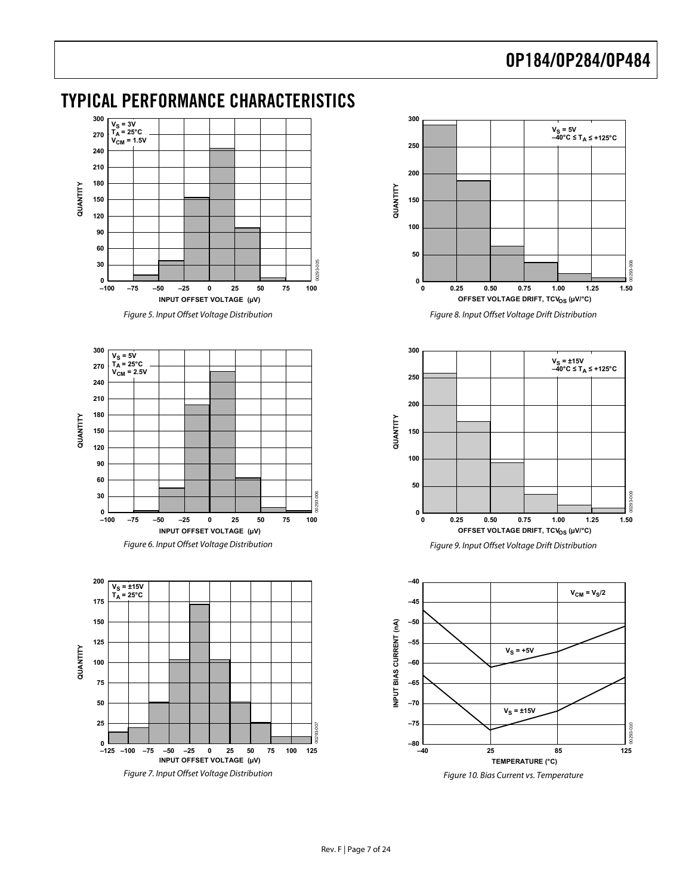# TYPICAL PERFORMANCE CHARACTERISTICS

Figure 5. Input Offset Voltage Distribution

Figure 6. Input Offset Voltage Distribution

Figure 7. Input Offset Voltage Distribution

Figure 8. Input Offset Voltage Drift Distribution

Figure 9. Input Offset Voltage Drift Distribution

Figure 10. Bias Current vs. Temperature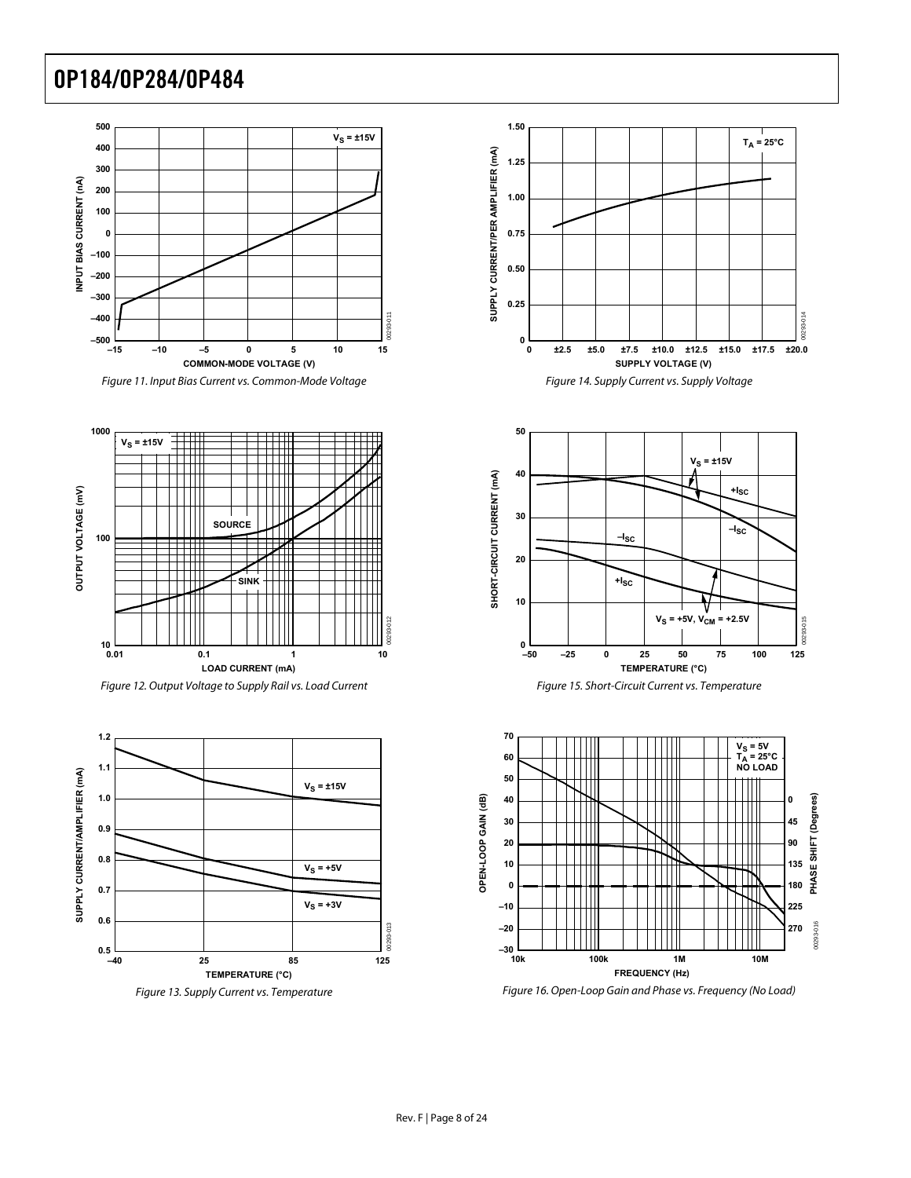Figure 11. Input Bias Current vs. Common-Mode Voltage

Figure 12. Output Voltage to Supply Rail vs. Load Current

Figure 13. Supply Current vs. Temperature

Figure 14. Supply Current vs. Supply Voltage

Figure 15. Short-Circuit Current vs. Temperature

Figure 16. Open-Loop Gain and Phase vs. Frequency (No Load)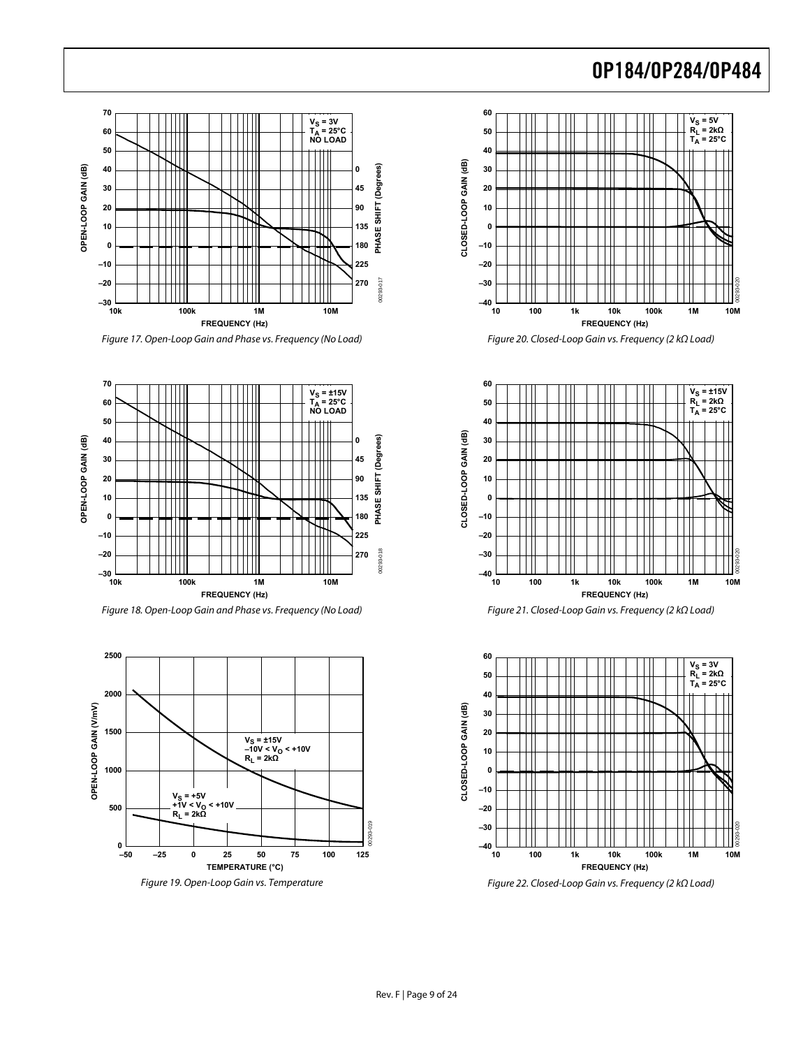Figure 17. Open-Loop Gain and Phase vs. Frequency (No Load)

Figure 18. Open-Loop Gain and Phase vs. Frequency (No Load)

Figure 19. Open-Loop Gain vs. Temperature

Figure 20. Closed-Loop Gain vs. Frequency (2 kΩ Load)

Figure 21. Closed-Loop Gain vs. Frequency (2 kΩ Load)

Figure 22. Closed-Loop Gain vs. Frequency (2 kΩ Load)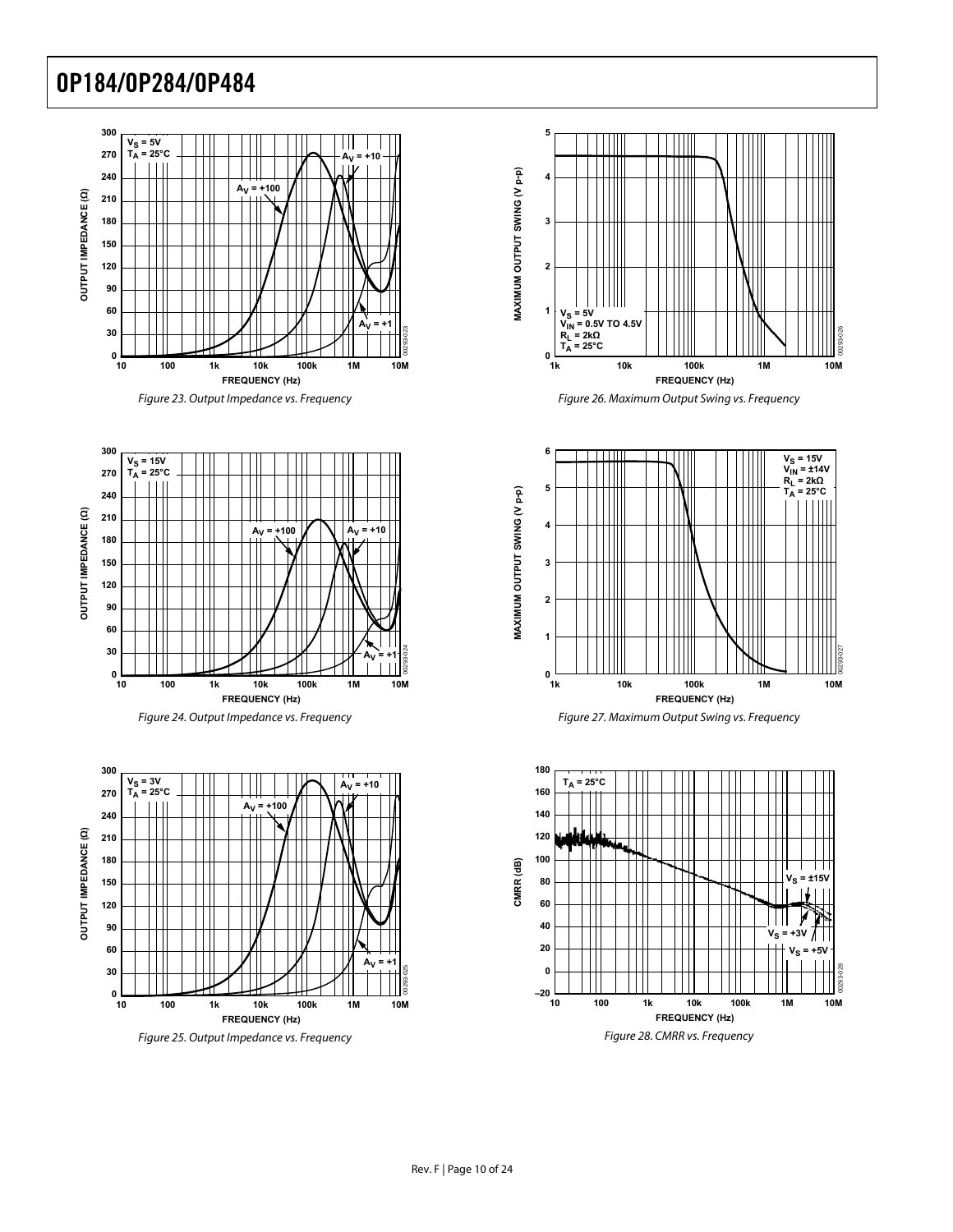Figure 23. Output Impedance vs. Frequency

Figure 24. Output Impedance vs. Frequency

Figure 25. Output Impedance vs. Frequency

Figure 26. Maximum Output Swing vs. Frequency

Figure 27. Maximum Output Swing vs. Frequency

Figure 28. CMRR vs. Frequency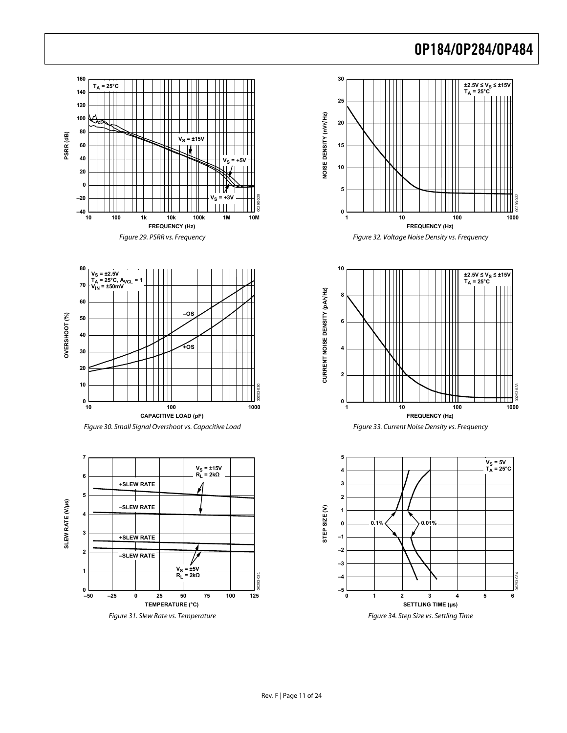Figure 29. PSRR vs. Frequency

Figure 30. Small Signal Overshoot vs. Capacitive Load

Figure 31. Slew Rate vs. Temperature

Figure 32. Voltage Noise Density vs. Frequency

Figure 33. Current Noise Density vs. Frequency

Figure 34. Step Size vs. Settling Time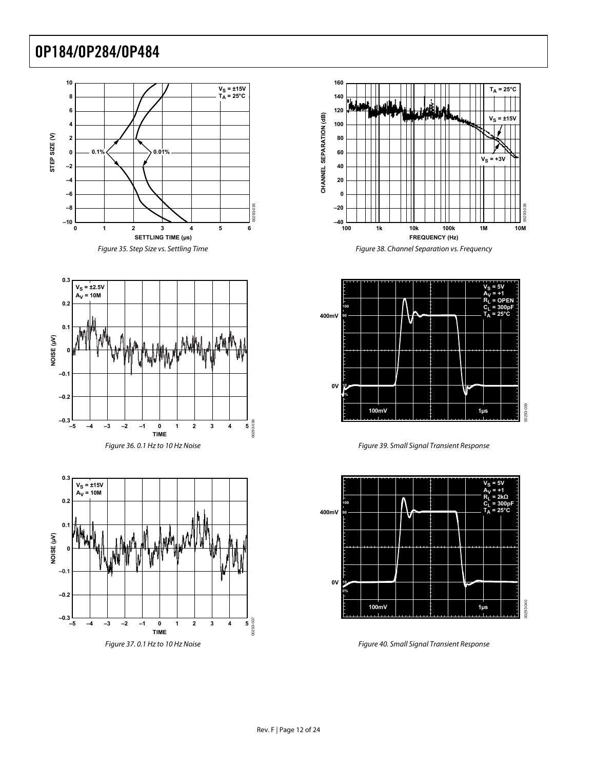Figure 35. Step Size vs. Settling Time

Figure 36. 0.1 Hz to 10 Hz Noise

Figure 37. 0.1 Hz to 10 Hz Noise

Figure 38. Channel Separation vs. Frequency

Figure 39. Small Signal Transient Response

Figure 40. Small Signal Transient Response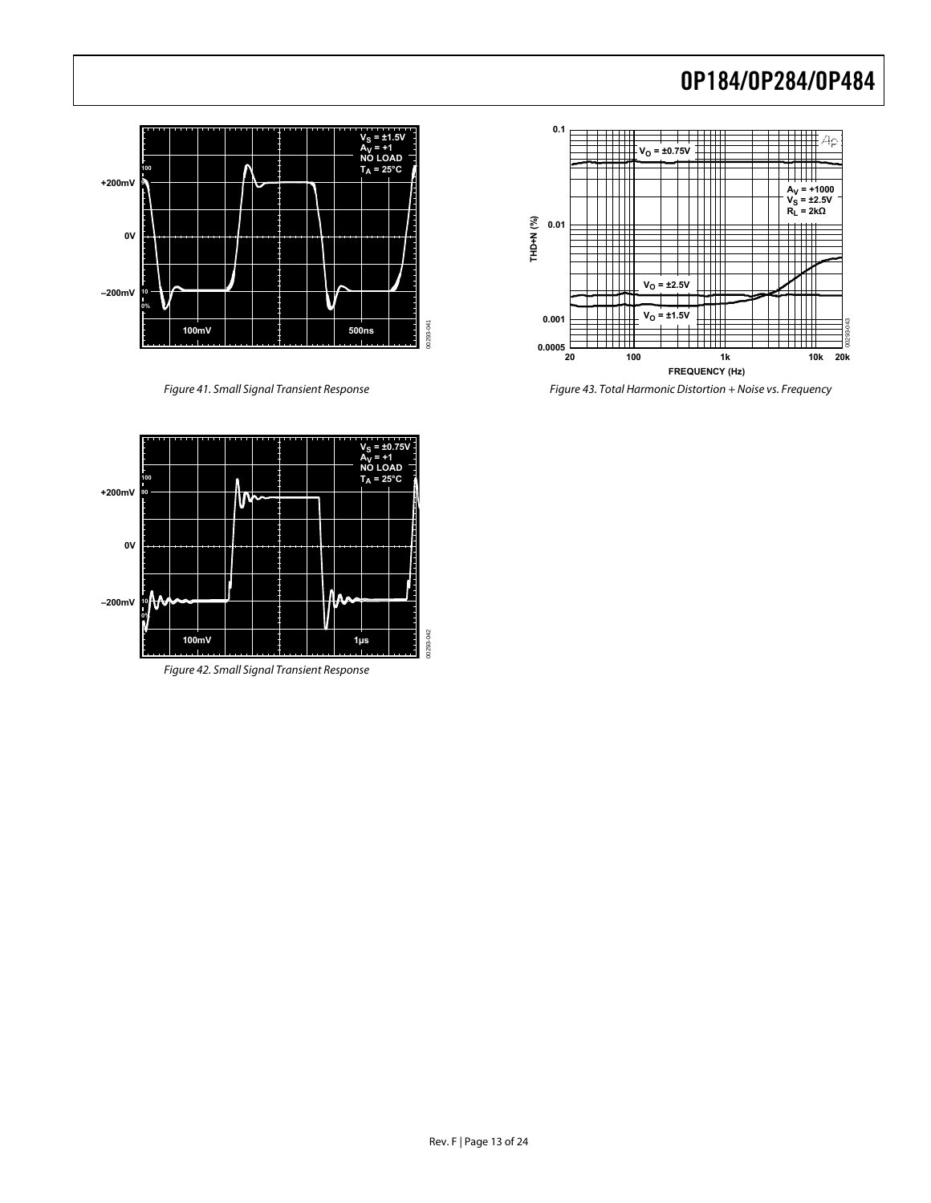Figure 41. Small Signal Transient Response

Figure 42. Small Signal Transient Response

Figure 43. Total Harmonic Distortion + Noise vs. Frequency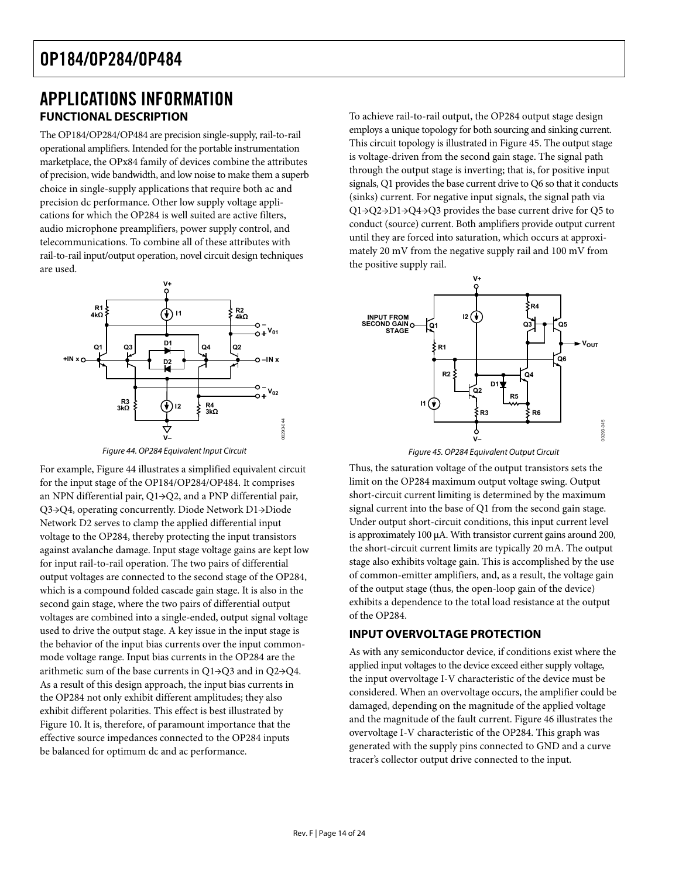# APPLICATIONS INFORMATION

## FUNCTIONAL DESCRIPTION

The OP184/OP284/OP484 are precision single-supply, rail-to-rail operational amplifiers. Intended for the portable instrumentation marketplace, the OPx84 family of devices combine the attributes of precision, wide bandwidth, and low noise to make them a superb choice in single-supply applications that require both ac and precision dc performance. Other low supply voltage applications for which the OP284 is well suited are active filters, audio microphone preamplifiers, power supply control, and telecommunications. To combine all of these attributes with rail-to-rail input/output operation, novel circuit design techniques are used.

*Figure 44. OP284 Equivalent Input Circuit*

For example, Figure 44 illustrates a simplified equivalent circuit for the input stage of the OP184/OP284/OP484. It comprises an NPN differential pair, Q1→Q2, and a PNP differential pair, Q3→Q4, operating concurrently. Diode Network D1→Diode Network D2 serves to clamp the applied differential input voltage to the OP284, thereby protecting the input transistors against avalanche damage. Input stage voltage gains are kept low for input rail-to-rail operation. The two pairs of differential output voltages are connected to the second stage of the OP284, which is a compound folded cascade gain stage. It is also in the second gain stage, where the two pairs of differential output voltages are combined into a single-ended, output signal voltage used to drive the output stage. A key issue in the input stage is the behavior of the input bias currents over the input common-mode voltage range. Input bias currents in the OP284 are the arithmetic sum of the base currents in Q1→Q3 and in Q2→Q4. As a result of this design approach, the input bias currents in the OP284 not only exhibit different amplitudes; they also exhibit different polarities. This effect is best illustrated by Figure 10. It is, therefore, of paramount importance that the effective source impedances connected to the OP284 inputs be balanced for optimum dc and ac performance.

To achieve rail-to-rail output, the OP284 output stage design employs a unique topology for both sourcing and sinking current. This circuit topology is illustrated in Figure 45. The output stage is voltage-driven from the second gain stage. The signal path through the output stage is inverting; that is, for positive input signals, Q1 provides the base current drive to Q6 so that it conducts (sinks) current. For negative input signals, the signal path via Q1→Q2→D1→Q4→Q3 provides the base current drive for Q5 to conduct (source) current. Both amplifiers provide output current until they are forced into saturation, which occurs at approximately 20 mV from the negative supply rail and 100 mV from the positive supply rail.

*Figure 45. OP284 Equivalent Output Circuit*

Thus, the saturation voltage of the output transistors sets the limit on the OP284 maximum output voltage swing. Output short-circuit current limiting is determined by the maximum signal current into the base of Q1 from the second gain stage. Under output short-circuit conditions, this input current level is approximately 100 μA. With transistor current gains around 200, the short-circuit current limits are typically 20 mA. The output stage also exhibits voltage gain. This is accomplished by the use of common-emitter amplifiers, and, as a result, the voltage gain of the output stage (thus, the open-loop gain of the device) exhibits a dependence to the total load resistance at the output of the OP284.

## INPUT OVERVOLTAGE PROTECTION

As with any semiconductor device, if conditions exist where the applied input voltages to the device exceed either supply voltage, the input overvoltage I-V characteristic of the device must be considered. When an overvoltage occurs, the amplifier could be damaged, depending on the magnitude of the applied voltage and the magnitude of the fault current. Figure 46 illustrates the overvoltage I-V characteristic of the OP284. This graph was generated with the supply pins connected to GND and a curve tracer's collector output drive connected to the input.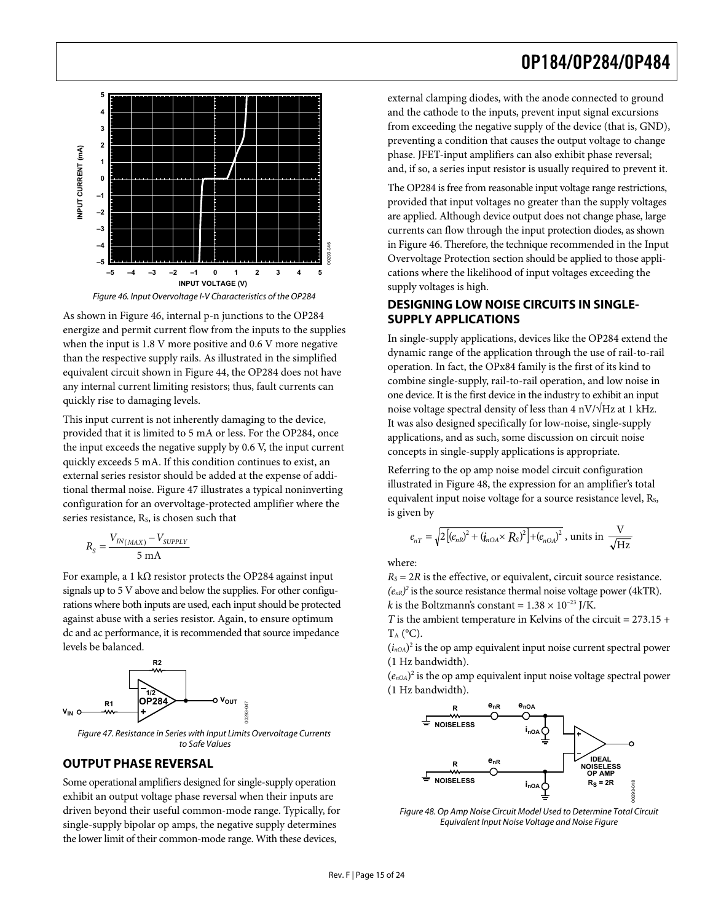Figure 46. Input Overvoltage I-V Characteristics of the OP284

As shown in Figure 46, internal p-n junctions to the OP284 energize and permit current flow from the inputs to the supplies when the input is 1.8 V more positive and 0.6 V more negative than the respective supply rails. As illustrated in the simplified equivalent circuit shown in Figure 44, the OP284 does not have any internal current limiting resistors; thus, fault currents can quickly rise to damaging levels.

This input current is not inherently damaging to the device, provided that it is limited to 5 mA or less. For the OP284, once the input exceeds the negative supply by 0.6 V, the input current quickly exceeds 5 mA. If this condition continues to exist, an external series resistor should be added at the expense of additional thermal noise. Figure 47 illustrates a typical noninverting configuration for an overvoltage-protected amplifier where the series resistance, $R_S$, is chosen such that

$$R_S = \frac{V_{IN(MAX)} - V_{SUPPLY}}{5\text{ mA}}$$

For example, a 1 kΩ resistor protects the OP284 against input signals up to 5 V above and below the supplies. For other configurations where both inputs are used, each input should be protected against abuse with a series resistor. Again, to ensure optimum dc and ac performance, it is recommended that source impedance levels be balanced.

Figure 47. Resistance in Series with Input Limits Overvoltage Currents to Safe Values

## OUTPUT PHASE REVERSAL

Some operational amplifiers designed for single-supply operation exhibit an output voltage phase reversal when their inputs are driven beyond their useful common-mode range. Typically, for single-supply bipolar op amps, the negative supply determines the lower limit of their common-mode range. With these devices, external clamping diodes, with the anode connected to ground and the cathode to the inputs, prevent input signal excursions from exceeding the negative supply of the device (that is, GND), preventing a condition that causes the output voltage to change phase. JFET-input amplifiers can also exhibit phase reversal; and, if so, a series input resistor is usually required to prevent it.

The OP284 is free from reasonable input voltage range restrictions, provided that input voltages no greater than the supply voltages are applied. Although device output does not change phase, large currents can flow through the input protection diodes, as shown in Figure 46. Therefore, the technique recommended in the Input Overvoltage Protection section should be applied to those applications where the likelihood of input voltages exceeding the supply voltages is high.

## DESIGNING LOW NOISE CIRCUITS IN SINGLE-SUPPLY APPLICATIONS

In single-supply applications, devices like the OP284 extend the dynamic range of the application through the use of rail-to-rail operation. In fact, the OPx84 family is the first of its kind to combine single-supply, rail-to-rail operation, and low noise in one device. It is the first device in the industry to exhibit an input noise voltage spectral density of less than 4 nV/√Hz at 1 kHz. It was also designed specifically for low-noise, single-supply applications, and as such, some discussion on circuit noise concepts in single-supply applications is appropriate.

Referring to the op amp noise model circuit configuration illustrated in Figure 48, the expression for an amplifier's total equivalent input noise voltage for a source resistance level, $R_S$, is given by

$$e_{nT} = \sqrt{2\left[(e_{nR})^2 + (i_{nOA} \times R_S)^2\right] + (e_{nOA})^2}\text{, units in } \frac{\text{V}}{\sqrt{\text{Hz}}}$$

where:

$R_S = 2R$ is the effective, or equivalent, circuit source resistance.

$(e_{nR})^2$ is the source resistance thermal noise voltage power (4kTR).

$k$ is the Boltzmann's constant = $1.38 \times 10^{-23}$ J/K.

$T$ is the ambient temperature in Kelvins of the circuit = 273.15 + $T_A$ (°C).

$(i_{nOA})^2$ is the op amp equivalent input noise current spectral power (1 Hz bandwidth).

$(e_{nOA})^2$ is the op amp equivalent input noise voltage spectral power (1 Hz bandwidth).

Figure 48. Op Amp Noise Circuit Model Used to Determine Total Circuit Equivalent Input Noise Voltage and Noise Figure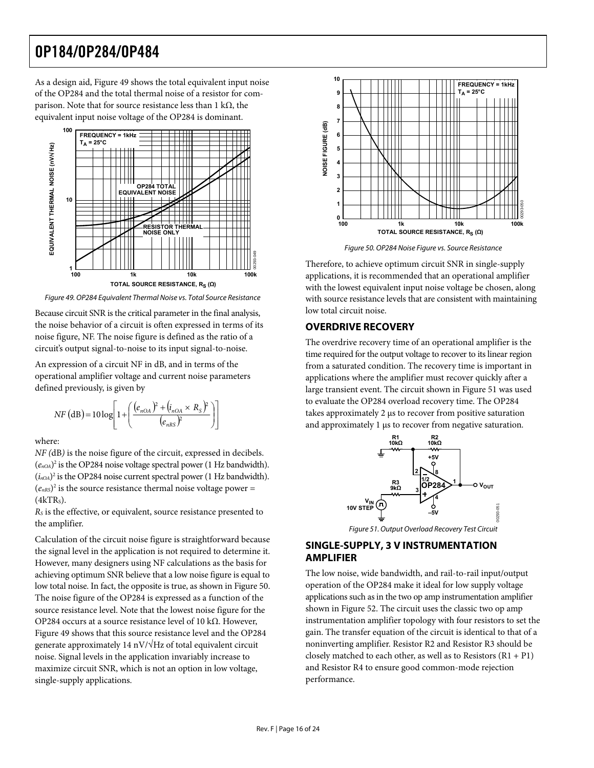As a design aid, Figure 49 shows the total equivalent input noise of the OP284 and the total thermal noise of a resistor for comparison. Note that for source resistance less than 1 kΩ, the equivalent input noise voltage of the OP284 is dominant.

Figure 49. OP284 Equivalent Thermal Noise vs. Total Source Resistance

Because circuit SNR is the critical parameter in the final analysis, the noise behavior of a circuit is often expressed in terms of its noise figure, NF. The noise figure is defined as the ratio of a circuit's output signal-to-noise to its input signal-to-noise.

An expression of a circuit NF in dB, and in terms of the operational amplifier voltage and current noise parameters defined previously, is given by

$$NF\,(\text{dB}) = 10\log\left[1 + \left(\frac{(e_{nOA})^2 + (i_{nOA} \times R_S)^2}{(e_{nRS})^2}\right)\right]$$

where:

*NF (*dB*)* is the noise figure of the circuit, expressed in decibels.
$(e_{nOA})^2$ is the OP284 noise voltage spectral power (1 Hz bandwidth).
$(i_{nOA})^2$ is the OP284 noise current spectral power (1 Hz bandwidth).
$(e_{nRS})^2$ is the source resistance thermal noise voltage power = $(4kTR_S)$.
$R_S$ is the effective, or equivalent, source resistance presented to the amplifier.

Calculation of the circuit noise figure is straightforward because the signal level in the application is not required to determine it. However, many designers using NF calculations as the basis for achieving optimum SNR believe that a low noise figure is equal to low total noise. In fact, the opposite is true, as shown in Figure 50. The noise figure of the OP284 is expressed as a function of the source resistance level. Note that the lowest noise figure for the OP284 occurs at a source resistance level of 10 kΩ. However, Figure 49 shows that this source resistance level and the OP284 generate approximately 14 nV/√Hz of total equivalent circuit noise. Signal levels in the application invariably increase to maximize circuit SNR, which is not an option in low voltage, single-supply applications.

Figure 50. OP284 Noise Figure vs. Source Resistance

Therefore, to achieve optimum circuit SNR in single-supply applications, it is recommended that an operational amplifier with the lowest equivalent input noise voltage be chosen, along with source resistance levels that are consistent with maintaining low total circuit noise.

## OVERDRIVE RECOVERY

The overdrive recovery time of an operational amplifier is the time required for the output voltage to recover to its linear region from a saturated condition. The recovery time is important in applications where the amplifier must recover quickly after a large transient event. The circuit shown in Figure 51 was used to evaluate the OP284 overload recovery time. The OP284 takes approximately 2 µs to recover from positive saturation and approximately 1 µs to recover from negative saturation.

Figure 51. Output Overload Recovery Test Circuit

## SINGLE-SUPPLY, 3 V INSTRUMENTATION AMPLIFIER

The low noise, wide bandwidth, and rail-to-rail input/output operation of the OP284 make it ideal for low supply voltage applications such as in the two op amp instrumentation amplifier shown in Figure 52. The circuit uses the classic two op amp instrumentation amplifier topology with four resistors to set the gain. The transfer equation of the circuit is identical to that of a noninverting amplifier. Resistor R2 and Resistor R3 should be closely matched to each other, as well as to Resistors (R1 + P1) and Resistor R4 to ensure good common-mode rejection performance.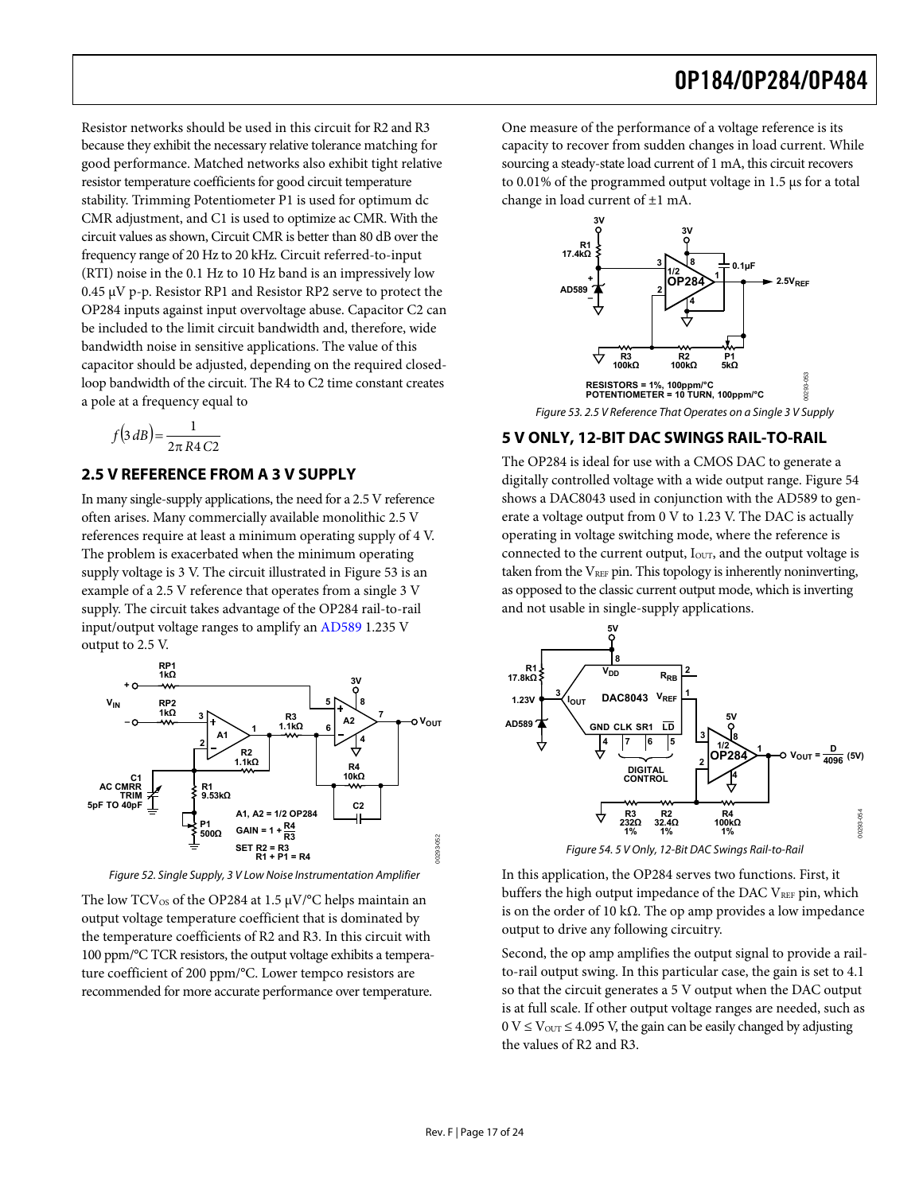Resistor networks should be used in this circuit for R2 and R3 because they exhibit the necessary relative tolerance matching for good performance. Matched networks also exhibit tight relative resistor temperature coefficients for good circuit temperature stability. Trimming Potentiometer P1 is used for optimum dc CMR adjustment, and C1 is used to optimize ac CMR. With the circuit values as shown, Circuit CMR is better than 80 dB over the frequency range of 20 Hz to 20 kHz. Circuit referred-to-input (RTI) noise in the 0.1 Hz to 10 Hz band is an impressively low 0.45 µV p-p. Resistor RP1 and Resistor RP2 serve to protect the OP284 inputs against input overvoltage abuse. Capacitor C2 can be included to the limit circuit bandwidth and, therefore, wide bandwidth noise in sensitive applications. The value of this capacitor should be adjusted, depending on the required closed-loop bandwidth of the circuit. The R4 to C2 time constant creates a pole at a frequency equal to

$$f(3\,dB) = \frac{1}{2\pi\, R4\, C2}$$

## 2.5 V REFERENCE FROM A 3 V SUPPLY

In many single-supply applications, the need for a 2.5 V reference often arises. Many commercially available monolithic 2.5 V references require at least a minimum operating supply of 4 V. The problem is exacerbated when the minimum operating supply voltage is 3 V. The circuit illustrated in Figure 53 is an example of a 2.5 V reference that operates from a single 3 V supply. The circuit takes advantage of the OP284 rail-to-rail input/output voltage ranges to amplify an AD589 1.235 V output to 2.5 V.

Figure 52. Single Supply, 3 V Low Noise Instrumentation Amplifier

The low $TCV_{OS}$ of the OP284 at 1.5 µV/°C helps maintain an output voltage temperature coefficient that is dominated by the temperature coefficients of R2 and R3. In this circuit with 100 ppm/°C TCR resistors, the output voltage exhibits a temperature coefficient of 200 ppm/°C. Lower tempco resistors are recommended for more accurate performance over temperature.

One measure of the performance of a voltage reference is its capacity to recover from sudden changes in load current. While sourcing a steady-state load current of 1 mA, this circuit recovers to 0.01% of the programmed output voltage in 1.5 µs for a total change in load current of ±1 mA.

Figure 53. 2.5 V Reference That Operates on a Single 3 V Supply

## 5 V ONLY, 12-BIT DAC SWINGS RAIL-TO-RAIL

The OP284 is ideal for use with a CMOS DAC to generate a digitally controlled voltage with a wide output range. Figure 54 shows a DAC8043 used in conjunction with the AD589 to generate a voltage output from 0 V to 1.23 V. The DAC is actually operating in voltage switching mode, where the reference is connected to the current output, $I_{OUT}$, and the output voltage is taken from the $V_{REF}$ pin. This topology is inherently noninverting, as opposed to the classic current output mode, which is inverting and not usable in single-supply applications.

Figure 54. 5 V Only, 12-Bit DAC Swings Rail-to-Rail

In this application, the OP284 serves two functions. First, it buffers the high output impedance of the DAC $V_{REF}$ pin, which is on the order of 10 kΩ. The op amp provides a low impedance output to drive any following circuitry.

Second, the op amp amplifies the output signal to provide a rail-to-rail output swing. In this particular case, the gain is set to 4.1 so that the circuit generates a 5 V output when the DAC output is at full scale. If other output voltage ranges are needed, such as $0\text{ V} \leq V_{OUT} \leq 4.095\text{ V}$, the gain can be easily changed by adjusting the values of R2 and R3.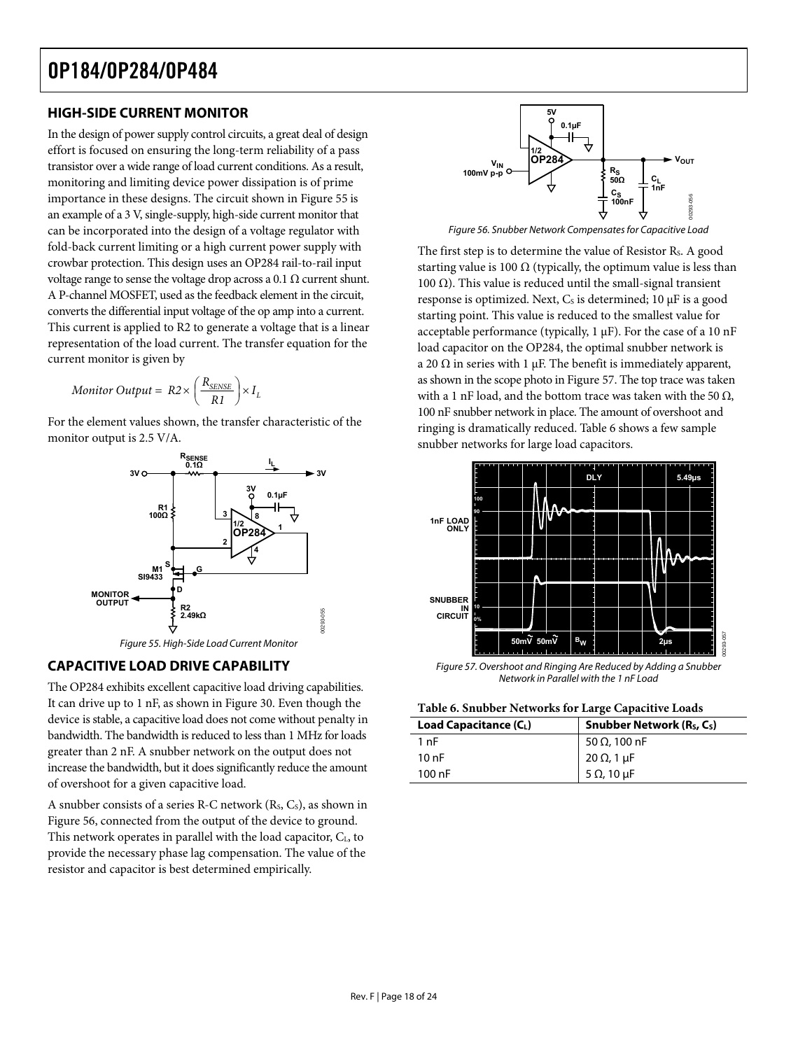## HIGH-SIDE CURRENT MONITOR

In the design of power supply control circuits, a great deal of design effort is focused on ensuring the long-term reliability of a pass transistor over a wide range of load current conditions. As a result, monitoring and limiting device power dissipation is of prime importance in these designs. The circuit shown in Figure 55 is an example of a 3 V, single-supply, high-side current monitor that can be incorporated into the design of a voltage regulator with fold-back current limiting or a high current power supply with crowbar protection. This design uses an OP284 rail-to-rail input voltage range to sense the voltage drop across a 0.1 Ω current shunt. A P-channel MOSFET, used as the feedback element in the circuit, converts the differential input voltage of the op amp into a current. This current is applied to R2 to generate a voltage that is a linear representation of the load current. The transfer equation for the current monitor is given by

$$\text{Monitor Output} = R2 \times \left(\frac{R_{SENSE}}{R1}\right) \times I_L$$

For the element values shown, the transfer characteristic of the monitor output is 2.5 V/A.

Figure 55. High-Side Load Current Monitor

## CAPACITIVE LOAD DRIVE CAPABILITY

The OP284 exhibits excellent capacitive load driving capabilities. It can drive up to 1 nF, as shown in Figure 30. Even though the device is stable, a capacitive load does not come without penalty in bandwidth. The bandwidth is reduced to less than 1 MHz for loads greater than 2 nF. A snubber network on the output does not increase the bandwidth, but it does significantly reduce the amount of overshoot for a given capacitive load.

A snubber consists of a series R-C network ($R_S$, $C_S$), as shown in Figure 56, connected from the output of the device to ground. This network operates in parallel with the load capacitor, $C_L$, to provide the necessary phase lag compensation. The value of the resistor and capacitor is best determined empirically.

Figure 56. Snubber Network Compensates for Capacitive Load

The first step is to determine the value of Resistor $R_S$. A good starting value is 100 Ω (typically, the optimum value is less than 100 Ω). This value is reduced until the small-signal transient response is optimized. Next, $C_S$ is determined; 10 μF is a good starting point. This value is reduced to the smallest value for acceptable performance (typically, 1 μF). For the case of a 10 nF load capacitor on the OP284, the optimal snubber network is a 20 Ω in series with 1 μF. The benefit is immediately apparent, as shown in the scope photo in Figure 57. The top trace was taken with a 1 nF load, and the bottom trace was taken with the 50 Ω, 100 nF snubber network in place. The amount of overshoot and ringing is dramatically reduced. Table 6 shows a few sample snubber networks for large load capacitors.

Figure 57. Overshoot and Ringing Are Reduced by Adding a Snubber Network in Parallel with the 1 nF Load

**Table 6. Snubber Networks for Large Capacitive Loads**

| Load Capacitance ($C_L$) | Snubber Network ($R_S$, $C_S$) |
|---|---|
| 1 nF | 50 Ω, 100 nF |
| 10 nF | 20 Ω, 1 μF |
| 100 nF | 5 Ω, 10 μF |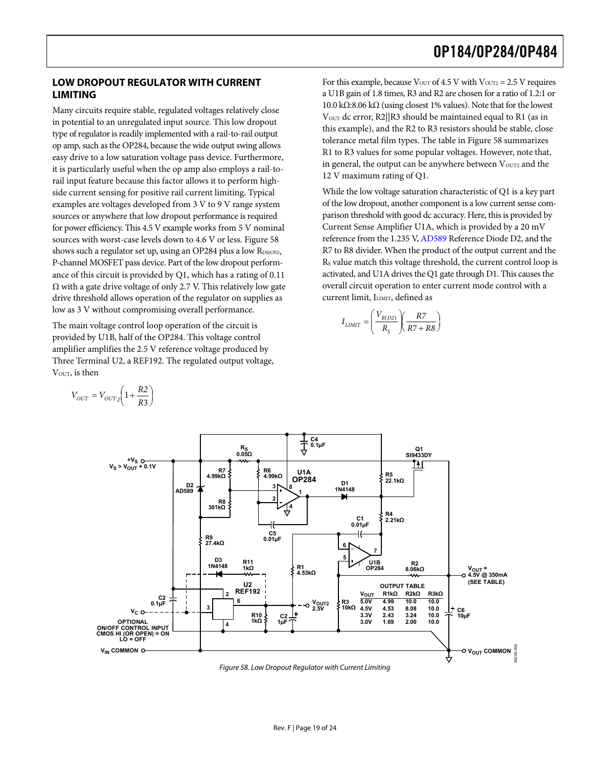## LOW DROPOUT REGULATOR WITH CURRENT LIMITING

Many circuits require stable, regulated voltages relatively close in potential to an unregulated input source. This low dropout type of regulator is readily implemented with a rail-to-rail output op amp, such as the OP284, because the wide output swing allows easy drive to a low saturation voltage pass device. Furthermore, it is particularly useful when the op amp also employs a rail-to-rail input feature because this factor allows it to perform high-side current sensing for positive rail current limiting. Typical examples are voltages developed from 3 V to 9 V range system sources or anywhere that low dropout performance is required for power efficiency. This 4.5 V example works from 5 V nominal sources with worst-case levels down to 4.6 V or less. Figure 58 shows such a regulator set up, using an OP284 plus a low $R_{DS(ON)}$, P-channel MOSFET pass device. Part of the low dropout performance of this circuit is provided by Q1, which has a rating of 0.11 Ω with a gate drive voltage of only 2.7 V. This relatively low gate drive threshold allows operation of the regulator on supplies as low as 3 V without compromising overall performance.

The main voltage control loop operation of the circuit is provided by U1B, half of the OP284. This voltage control amplifier amplifies the 2.5 V reference voltage produced by Three Terminal U2, a REF192. The regulated output voltage, $V_{OUT}$, is then

$$V_{OUT} = V_{OUT2}\left(1 + \frac{R2}{R3}\right)$$

For this example, because $V_{OUT}$ of 4.5 V with $V_{OUT2}$ = 2.5 V requires a U1B gain of 1.8 times, R3 and R2 are chosen for a ratio of 1.2:1 or 10.0 kΩ:8.06 kΩ (using closest 1% values). Note that for the lowest $V_{OUT}$ dc error, R2||R3 should be maintained equal to R1 (as in this example), and the R2 to R3 resistors should be stable, close tolerance metal film types. The table in Figure 58 summarizes R1 to R3 values for some popular voltages. However, note that, in general, the output can be anywhere between $V_{OUT2}$ and the 12 V maximum rating of Q1.

While the low voltage saturation characteristic of Q1 is a key part of the low dropout, another component is a low current sense comparison threshold with good dc accuracy. Here, this is provided by Current Sense Amplifier U1A, which is provided by a 20 mV reference from the 1.235 V, AD589 Reference Diode D2, and the R7 to R8 divider. When the product of the output current and the $R_S$ value match this voltage threshold, the current control loop is activated, and U1A drives the Q1 gate through D1. This causes the overall circuit operation to enter current mode control with a current limit, $I_{LIMIT}$, defined as

$$I_{LIMIT} = \left(\frac{V_{R(D2)}}{R_S}\right)\left(\frac{R7}{R7 + R8}\right)$$

| $V_{OUT}$ | R1kΩ | R2kΩ | R3kΩ |
|---|---|---|---|
| 5.0V | 4.99 | 10.0 | 10.0 |
| 4.5V | 4.53 | 8.08 | 10.0 |
| 3.3V | 2.43 | 3.24 | 10.0 |
| 3.0V | 1.69 | 2.00 | 10.0 |

Figure 58. Low Dropout Regulator with Current Limiting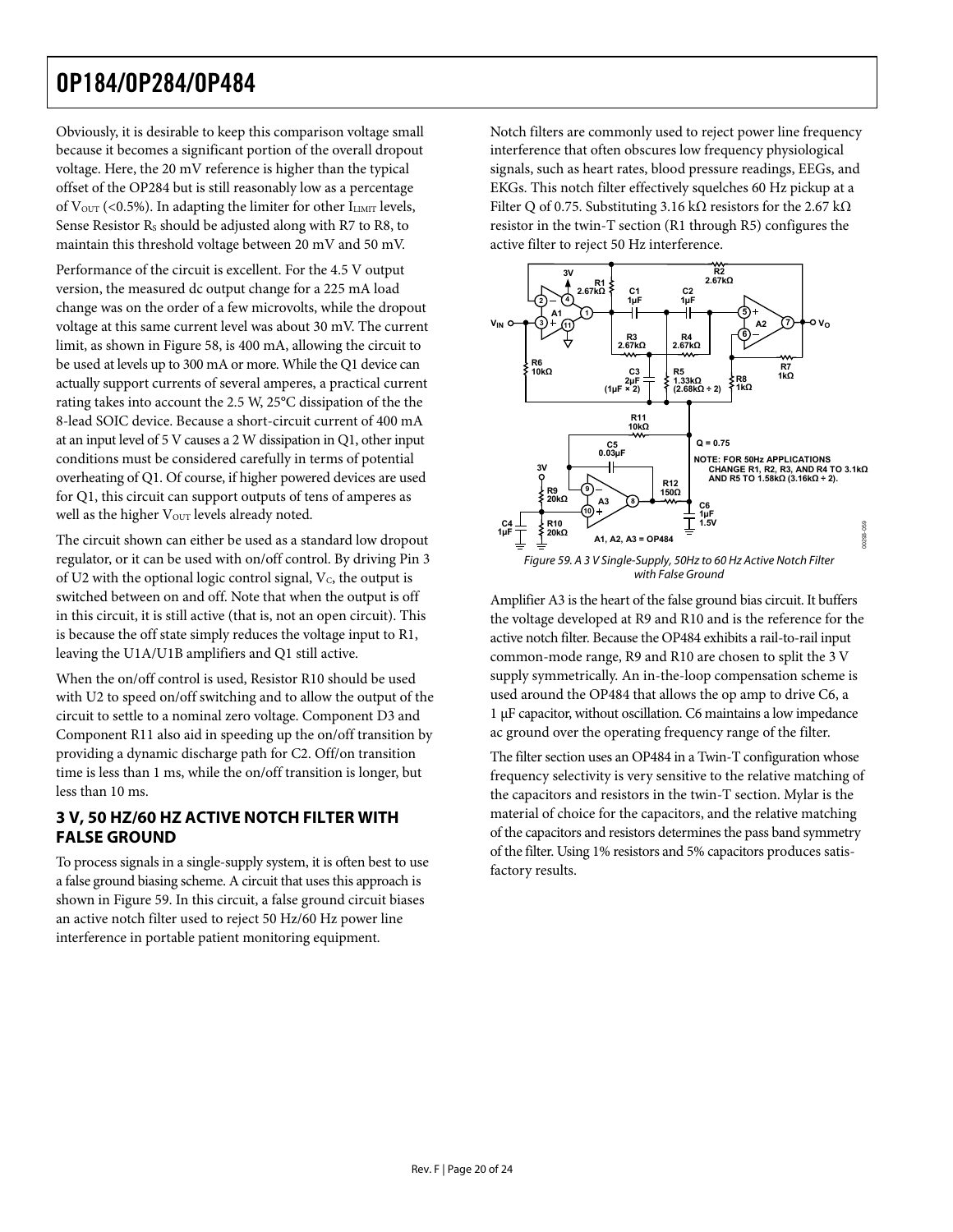Obviously, it is desirable to keep this comparison voltage small because it becomes a significant portion of the overall dropout voltage. Here, the 20 mV reference is higher than the typical offset of the OP284 but is still reasonably low as a percentage of $V_{OUT}$ (<0.5%). In adapting the limiter for other $I_{LIMIT}$ levels, Sense Resistor $R_S$ should be adjusted along with R7 to R8, to maintain this threshold voltage between 20 mV and 50 mV.

Performance of the circuit is excellent. For the 4.5 V output version, the measured dc output change for a 225 mA load change was on the order of a few microvolts, while the dropout voltage at this same current level was about 30 mV. The current limit, as shown in Figure 58, is 400 mA, allowing the circuit to be used at levels up to 300 mA or more. While the Q1 device can actually support currents of several amperes, a practical current rating takes into account the 2.5 W, 25°C dissipation of the the 8-lead SOIC device. Because a short-circuit current of 400 mA at an input level of 5 V causes a 2 W dissipation in Q1, other input conditions must be considered carefully in terms of potential overheating of Q1. Of course, if higher powered devices are used for Q1, this circuit can support outputs of tens of amperes as well as the higher $V_{OUT}$ levels already noted.

The circuit shown can either be used as a standard low dropout regulator, or it can be used with on/off control. By driving Pin 3 of U2 with the optional logic control signal, $V_C$, the output is switched between on and off. Note that when the output is off in this circuit, it is still active (that is, not an open circuit). This is because the off state simply reduces the voltage input to R1, leaving the U1A/U1B amplifiers and Q1 still active.

When the on/off control is used, Resistor R10 should be used with U2 to speed on/off switching and to allow the output of the circuit to settle to a nominal zero voltage. Component D3 and Component R11 also aid in speeding up the on/off transition by providing a dynamic discharge path for C2. Off/on transition time is less than 1 ms, while the on/off transition is longer, but less than 10 ms.

## 3 V, 50 HZ/60 HZ ACTIVE NOTCH FILTER WITH FALSE GROUND

To process signals in a single-supply system, it is often best to use a false ground biasing scheme. A circuit that uses this approach is shown in Figure 59. In this circuit, a false ground circuit biases an active notch filter used to reject 50 Hz/60 Hz power line interference in portable patient monitoring equipment.

Notch filters are commonly used to reject power line frequency interference that often obscures low frequency physiological signals, such as heart rates, blood pressure readings, EEGs, and EKGs. This notch filter effectively squelches 60 Hz pickup at a Filter Q of 0.75. Substituting 3.16 kΩ resistors for the 2.67 kΩ resistor in the twin-T section (R1 through R5) configures the active filter to reject 50 Hz interference.

*Figure 59. A 3 V Single-Supply, 50Hz to 60 Hz Active Notch Filter with False Ground*

Amplifier A3 is the heart of the false ground bias circuit. It buffers the voltage developed at R9 and R10 and is the reference for the active notch filter. Because the OP484 exhibits a rail-to-rail input common-mode range, R9 and R10 are chosen to split the 3 V supply symmetrically. An in-the-loop compensation scheme is used around the OP484 that allows the op amp to drive C6, a 1 µF capacitor, without oscillation. C6 maintains a low impedance ac ground over the operating frequency range of the filter.

The filter section uses an OP484 in a Twin-T configuration whose frequency selectivity is very sensitive to the relative matching of the capacitors and resistors in the twin-T section. Mylar is the material of choice for the capacitors, and the relative matching of the capacitors and resistors determines the pass band symmetry of the filter. Using 1% resistors and 5% capacitors produces satisfactory results.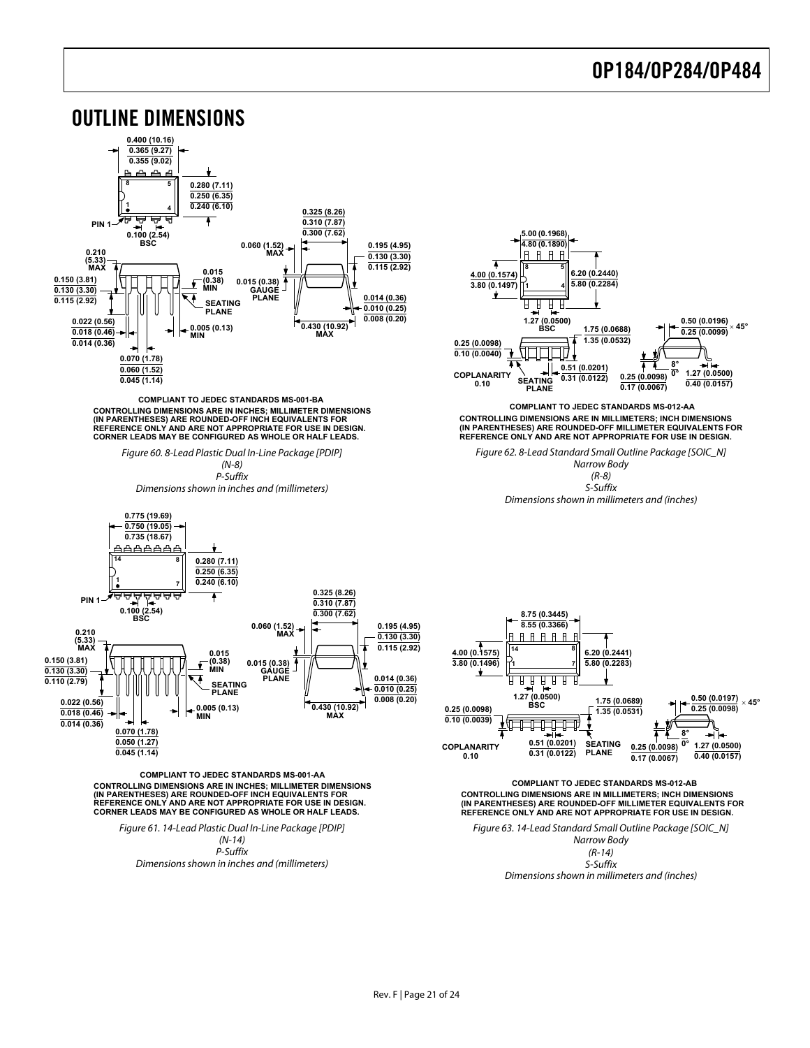# OUTLINE DIMENSIONS

COMPLIANT TO JEDEC STANDARDS MS-001-BA

CONTROLLING DIMENSIONS ARE IN INCHES; MILLIMETER DIMENSIONS (IN PARENTHESES) ARE ROUNDED-OFF INCH EQUIVALENTS FOR REFERENCE ONLY AND ARE NOT APPROPRIATE FOR USE IN DESIGN. CORNER LEADS MAY BE CONFIGURED AS WHOLE OR HALF LEADS.

*Figure 60. 8-Lead Plastic Dual In-Line Package [PDIP]*
*(N-8)*
*P-Suffix*
*Dimensions shown in inches and (millimeters)*

COMPLIANT TO JEDEC STANDARDS MS-012-AA

CONTROLLING DIMENSIONS ARE IN MILLIMETERS; INCH DIMENSIONS (IN PARENTHESES) ARE ROUNDED-OFF MILLIMETER EQUIVALENTS FOR REFERENCE ONLY AND ARE NOT APPROPRIATE FOR USE IN DESIGN.

*Figure 62. 8-Lead Standard Small Outline Package [SOIC_N]*
*Narrow Body*
*(R-8)*
*S-Suffix*
*Dimensions shown in millimeters and (inches)*

COMPLIANT TO JEDEC STANDARDS MS-001-AA

CONTROLLING DIMENSIONS ARE IN INCHES; MILLIMETER DIMENSIONS (IN PARENTHESES) ARE ROUNDED-OFF INCH EQUIVALENTS FOR REFERENCE ONLY AND ARE NOT APPROPRIATE FOR USE IN DESIGN. CORNER LEADS MAY BE CONFIGURED AS WHOLE OR HALF LEADS.

*Figure 61. 14-Lead Plastic Dual In-Line Package [PDIP]*
*(N-14)*
*P-Suffix*
*Dimensions shown in inches and (millimeters)*

COMPLIANT TO JEDEC STANDARDS MS-012-AB

CONTROLLING DIMENSIONS ARE IN MILLIMETERS; INCH DIMENSIONS (IN PARENTHESES) ARE ROUNDED-OFF MILLIMETER EQUIVALENTS FOR REFERENCE ONLY AND ARE NOT APPROPRIATE FOR USE IN DESIGN.

*Figure 63. 14-Lead Standard Small Outline Package [SOIC_N]*
*Narrow Body*
*(R-14)*
*S-Suffix*
*Dimensions shown in millimeters and (inches)*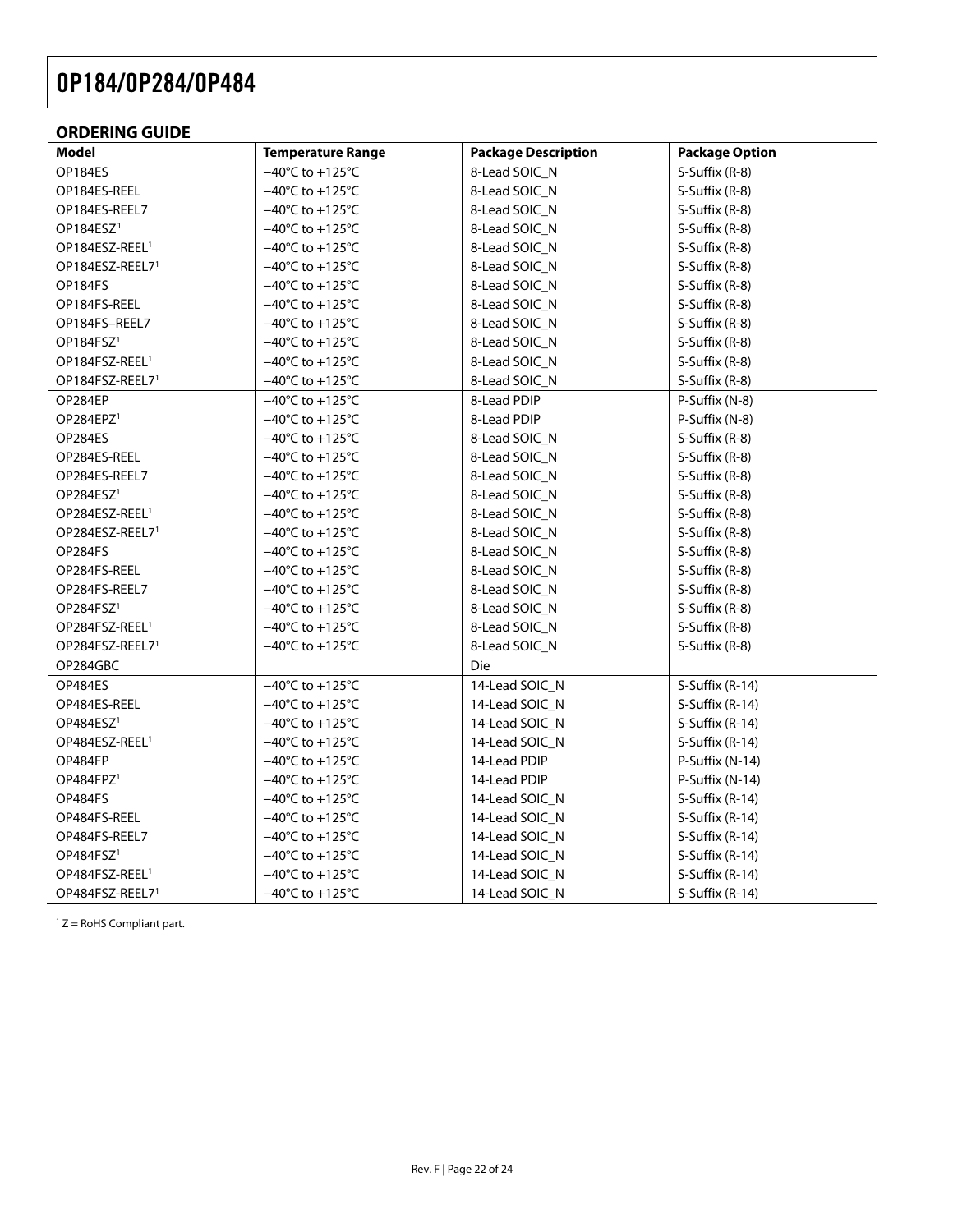## ORDERING GUIDE

| Model | Temperature Range | Package Description | Package Option |
|---|---|---|---|
| OP184ES | −40°C to +125°C | 8-Lead SOIC_N | S-Suffix (R-8) |
| OP184ES-REEL | −40°C to +125°C | 8-Lead SOIC_N | S-Suffix (R-8) |
| OP184ES-REEL7 | −40°C to +125°C | 8-Lead SOIC_N | S-Suffix (R-8) |
| OP184ESZ[1] | −40°C to +125°C | 8-Lead SOIC_N | S-Suffix (R-8) |
| OP184ESZ-REEL[1] | −40°C to +125°C | 8-Lead SOIC_N | S-Suffix (R-8) |
| OP184ESZ-REEL7[1] | −40°C to +125°C | 8-Lead SOIC_N | S-Suffix (R-8) |
| OP184FS | −40°C to +125°C | 8-Lead SOIC_N | S-Suffix (R-8) |
| OP184FS-REEL | −40°C to +125°C | 8-Lead SOIC_N | S-Suffix (R-8) |
| OP184FS–REEL7 | −40°C to +125°C | 8-Lead SOIC_N | S-Suffix (R-8) |
| OP184FSZ[1] | −40°C to +125°C | 8-Lead SOIC_N | S-Suffix (R-8) |
| OP184FSZ-REEL[1] | −40°C to +125°C | 8-Lead SOIC_N | S-Suffix (R-8) |
| OP184FSZ-REEL7[1] | −40°C to +125°C | 8-Lead SOIC_N | S-Suffix (R-8) |
| OP284EP | −40°C to +125°C | 8-Lead PDIP | P-Suffix (N-8) |
| OP284EPZ[1] | −40°C to +125°C | 8-Lead PDIP | P-Suffix (N-8) |
| OP284ES | −40°C to +125°C | 8-Lead SOIC_N | S-Suffix (R-8) |
| OP284ES-REEL | −40°C to +125°C | 8-Lead SOIC_N | S-Suffix (R-8) |
| OP284ES-REEL7 | −40°C to +125°C | 8-Lead SOIC_N | S-Suffix (R-8) |
| OP284ESZ[1] | −40°C to +125°C | 8-Lead SOIC_N | S-Suffix (R-8) |
| OP284ESZ-REEL[1] | −40°C to +125°C | 8-Lead SOIC_N | S-Suffix (R-8) |
| OP284ESZ-REEL7[1] | −40°C to +125°C | 8-Lead SOIC_N | S-Suffix (R-8) |
| OP284FS | −40°C to +125°C | 8-Lead SOIC_N | S-Suffix (R-8) |
| OP284FS-REEL | −40°C to +125°C | 8-Lead SOIC_N | S-Suffix (R-8) |
| OP284FS-REEL7 | −40°C to +125°C | 8-Lead SOIC_N | S-Suffix (R-8) |
| OP284FSZ[1] | −40°C to +125°C | 8-Lead SOIC_N | S-Suffix (R-8) |
| OP284FSZ-REEL[1] | −40°C to +125°C | 8-Lead SOIC_N | S-Suffix (R-8) |
| OP284FSZ-REEL7[1] | −40°C to +125°C | 8-Lead SOIC_N | S-Suffix (R-8) |
| OP284GBC | | Die | |
| OP484ES | −40°C to +125°C | 14-Lead SOIC_N | S-Suffix (R-14) |
| OP484ES-REEL | −40°C to +125°C | 14-Lead SOIC_N | S-Suffix (R-14) |
| OP484ESZ[1] | −40°C to +125°C | 14-Lead SOIC_N | S-Suffix (R-14) |
| OP484ESZ-REEL[1] | −40°C to +125°C | 14-Lead SOIC_N | S-Suffix (R-14) |
| OP484FP | −40°C to +125°C | 14-Lead PDIP | P-Suffix (N-14) |
| OP484FPZ[1] | −40°C to +125°C | 14-Lead PDIP | P-Suffix (N-14) |
| OP484FS | −40°C to +125°C | 14-Lead SOIC_N | S-Suffix (R-14) |
| OP484FS-REEL | −40°C to +125°C | 14-Lead SOIC_N | S-Suffix (R-14) |
| OP484FS-REEL7 | −40°C to +125°C | 14-Lead SOIC_N | S-Suffix (R-14) |
| OP484FSZ[1] | −40°C to +125°C | 14-Lead SOIC_N | S-Suffix (R-14) |
| OP484FSZ-REEL[1] | −40°C to +125°C | 14-Lead SOIC_N | S-Suffix (R-14) |
| OP484FSZ-REEL7[1] | −40°C to +125°C | 14-Lead SOIC_N | S-Suffix (R-14) |

[1] Z = RoHS Compliant part.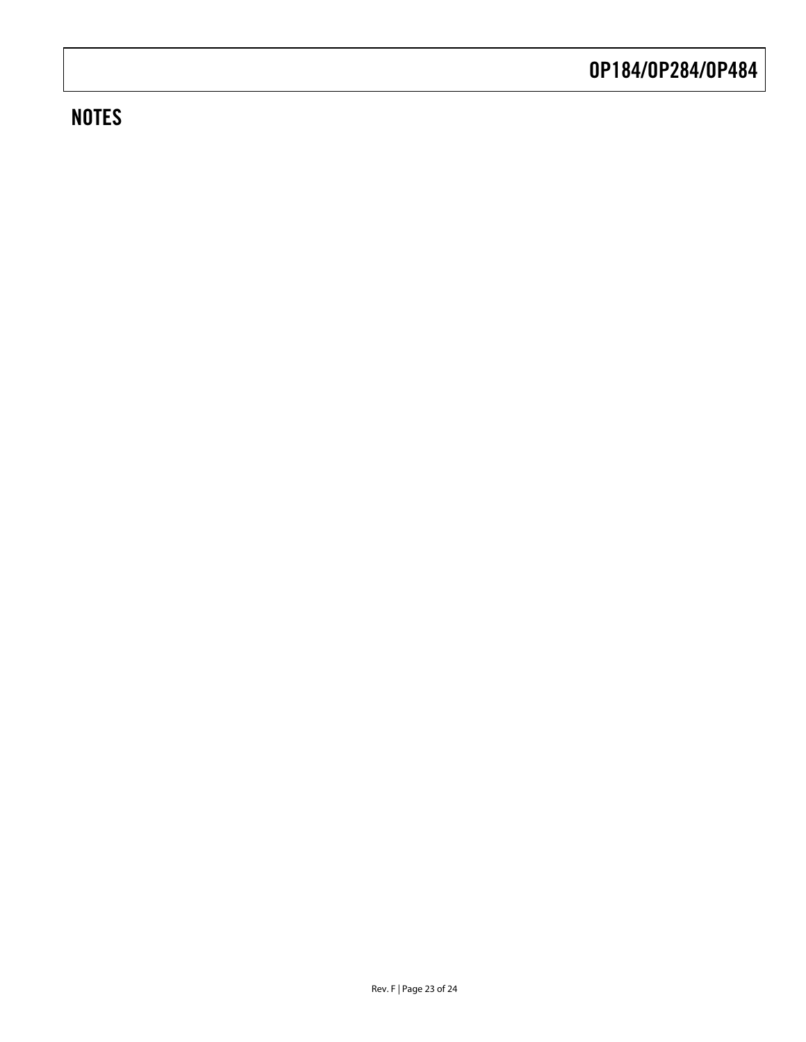## NOTES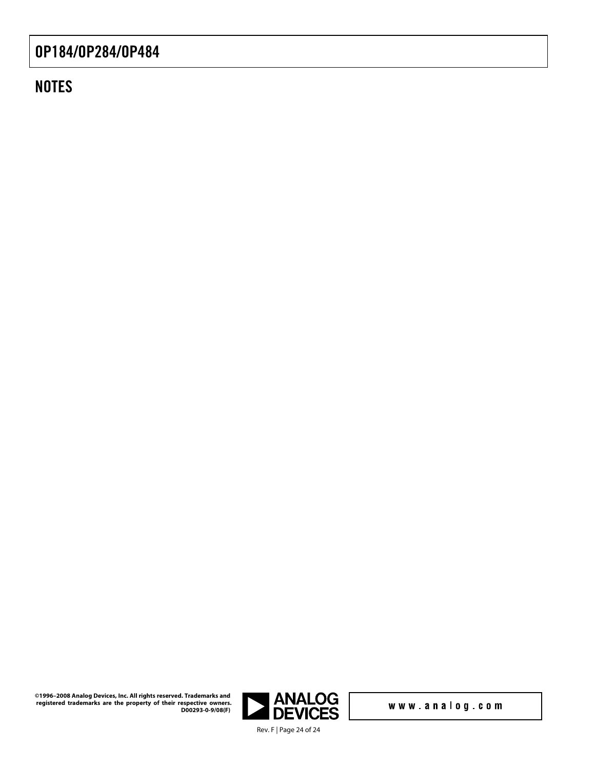## NOTES

©1996–2008 Analog Devices, Inc. All rights reserved. Trademarks and registered trademarks are the property of their respective owners.
D00293-0-9/08(F)

www.analog.com